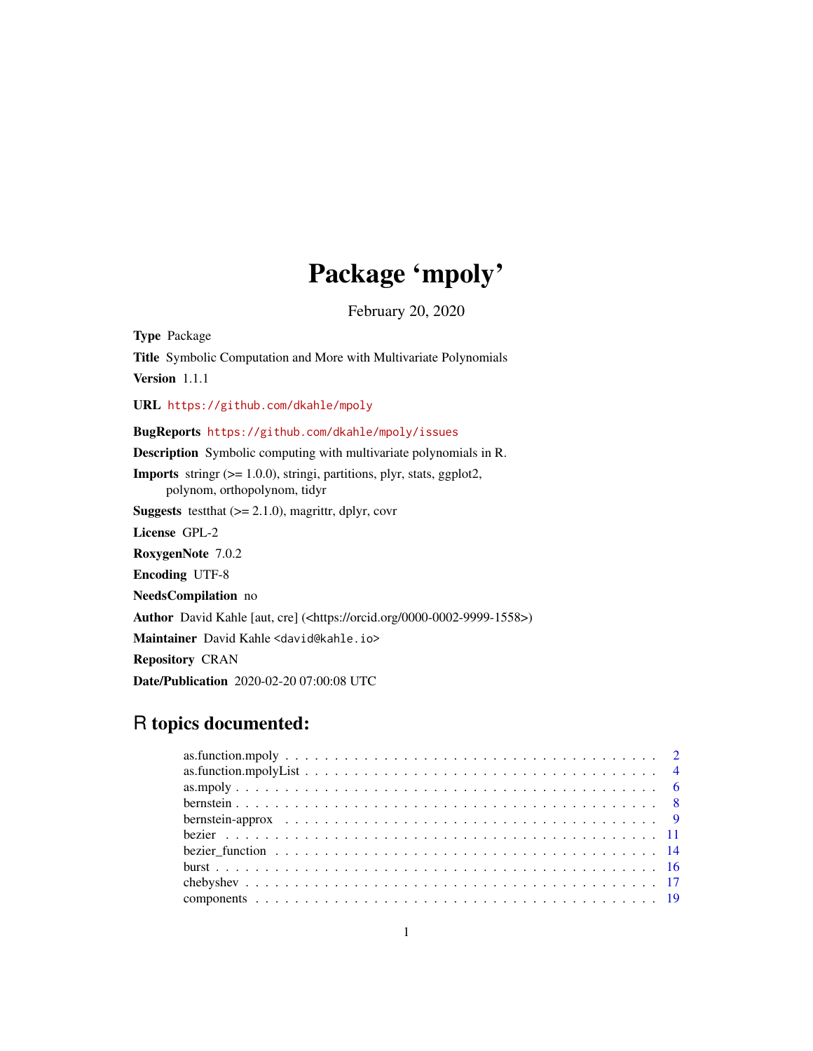# Package 'mpoly'

February 20, 2020

**Type** Package

**Title** Symbolic Computation and More with Multivariate Polynomials

**Version** 1.1.1

**URL** https://github.com/dkahle/mpoly

**BugReports** https://github.com/dkahle/mpoly/issues

**Description** Symbolic computing with multivariate polynomials in R.

**Imports** stringr (>= 1.0.0), stringi, partitions, plyr, stats, ggplot2, polynom, orthopolynom, tidyr

**Suggests** testthat (>= 2.1.0), magrittr, dplyr, covr

**License** GPL-2

**RoxygenNote** 7.0.2

**Encoding** UTF-8

**NeedsCompilation** no

**Author** David Kahle [aut, cre] (<https://orcid.org/0000-0002-9999-1558>)

**Maintainer** David Kahle <david@kahle.io>

**Repository** CRAN

**Date/Publication** 2020-02-20 07:00:08 UTC

## R topics documented:

as.function.mpoly . . . . . . . . . . . . . . . . . . . . . . . . . . . . . . . . . . . . 2
as.function.mpolyList . . . . . . . . . . . . . . . . . . . . . . . . . . . . . . . . . . 4
as.mpoly . . . . . . . . . . . . . . . . . . . . . . . . . . . . . . . . . . . . . . . . . 6
bernstein . . . . . . . . . . . . . . . . . . . . . . . . . . . . . . . . . . . . . . . . . 8
bernstein-approx . . . . . . . . . . . . . . . . . . . . . . . . . . . . . . . . . . . . 9
bezier . . . . . . . . . . . . . . . . . . . . . . . . . . . . . . . . . . . . . . . . . . 11
bezier_function . . . . . . . . . . . . . . . . . . . . . . . . . . . . . . . . . . . . 14
burst . . . . . . . . . . . . . . . . . . . . . . . . . . . . . . . . . . . . . . . . . . 16
chebyshev . . . . . . . . . . . . . . . . . . . . . . . . . . . . . . . . . . . . . . . 17
components . . . . . . . . . . . . . . . . . . . . . . . . . . . . . . . . . . . . . . 19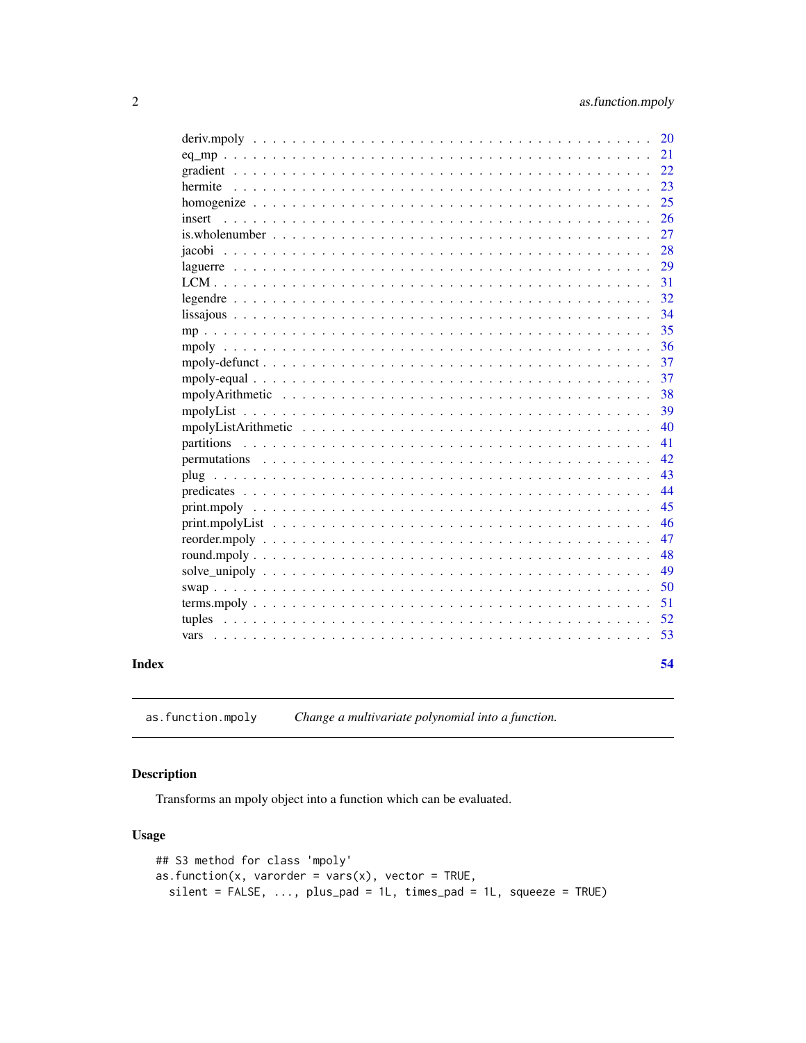deriv.mpoly . . . . . . . . . . . . . . . . . . . . . . . . . . . . . . . . . . . . . . 20
eq_mp . . . . . . . . . . . . . . . . . . . . . . . . . . . . . . . . . . . . . . . . . 21
gradient . . . . . . . . . . . . . . . . . . . . . . . . . . . . . . . . . . . . . . . . 22
hermite . . . . . . . . . . . . . . . . . . . . . . . . . . . . . . . . . . . . . . . . 23
homogenize . . . . . . . . . . . . . . . . . . . . . . . . . . . . . . . . . . . . . . 25
insert . . . . . . . . . . . . . . . . . . . . . . . . . . . . . . . . . . . . . . . . . 26
is.wholenumber . . . . . . . . . . . . . . . . . . . . . . . . . . . . . . . . . . . . 27
jacobi . . . . . . . . . . . . . . . . . . . . . . . . . . . . . . . . . . . . . . . . . 28
laguerre . . . . . . . . . . . . . . . . . . . . . . . . . . . . . . . . . . . . . . . . 29
LCM . . . . . . . . . . . . . . . . . . . . . . . . . . . . . . . . . . . . . . . . . . 31
legendre . . . . . . . . . . . . . . . . . . . . . . . . . . . . . . . . . . . . . . . . 32
lissajous . . . . . . . . . . . . . . . . . . . . . . . . . . . . . . . . . . . . . . . . 34
mp . . . . . . . . . . . . . . . . . . . . . . . . . . . . . . . . . . . . . . . . . . . 35
mpoly . . . . . . . . . . . . . . . . . . . . . . . . . . . . . . . . . . . . . . . . . . 36
mpoly-defunct . . . . . . . . . . . . . . . . . . . . . . . . . . . . . . . . . . . . . 37
mpoly-equal . . . . . . . . . . . . . . . . . . . . . . . . . . . . . . . . . . . . . . 37
mpolyArithmetic . . . . . . . . . . . . . . . . . . . . . . . . . . . . . . . . . . . . 38
mpolyList . . . . . . . . . . . . . . . . . . . . . . . . . . . . . . . . . . . . . . . . 39
mpolyListArithmetic . . . . . . . . . . . . . . . . . . . . . . . . . . . . . . . . . . 40
partitions . . . . . . . . . . . . . . . . . . . . . . . . . . . . . . . . . . . . . . . 41
permutations . . . . . . . . . . . . . . . . . . . . . . . . . . . . . . . . . . . . . . 42
plug . . . . . . . . . . . . . . . . . . . . . . . . . . . . . . . . . . . . . . . . . . . 43
predicates . . . . . . . . . . . . . . . . . . . . . . . . . . . . . . . . . . . . . . . 44
print.mpoly . . . . . . . . . . . . . . . . . . . . . . . . . . . . . . . . . . . . . . 45
print.mpolyList . . . . . . . . . . . . . . . . . . . . . . . . . . . . . . . . . . . . 46
reorder.mpoly . . . . . . . . . . . . . . . . . . . . . . . . . . . . . . . . . . . . . 47
round.mpoly . . . . . . . . . . . . . . . . . . . . . . . . . . . . . . . . . . . . . . 48
solve_unipoly . . . . . . . . . . . . . . . . . . . . . . . . . . . . . . . . . . . . . 49
swap . . . . . . . . . . . . . . . . . . . . . . . . . . . . . . . . . . . . . . . . . . . 50
terms.mpoly . . . . . . . . . . . . . . . . . . . . . . . . . . . . . . . . . . . . . . 51
tuples . . . . . . . . . . . . . . . . . . . . . . . . . . . . . . . . . . . . . . . . . . 52
vars . . . . . . . . . . . . . . . . . . . . . . . . . . . . . . . . . . . . . . . . . . . 53

**Index** **54**

---

`as.function.mpoly` *Change a multivariate polynomial into a function.*

---

## Description

Transforms an mpoly object into a function which can be evaluated.

## Usage

```
## S3 method for class 'mpoly'
as.function(x, varorder = vars(x), vector = TRUE,
  silent = FALSE, ..., plus_pad = 1L, times_pad = 1L, squeeze = TRUE)
```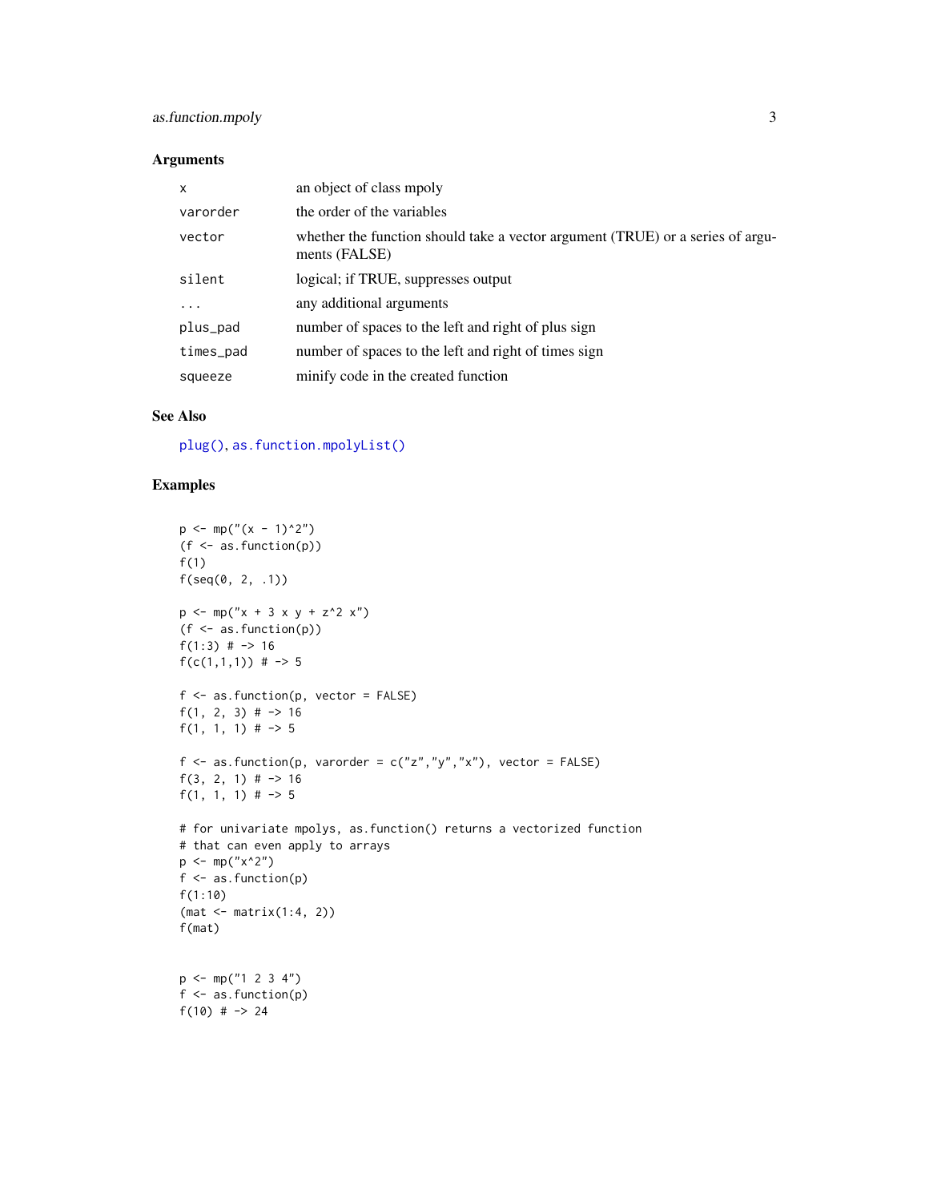### Arguments

| | |
|---|---|
| `x` | an object of class mpoly |
| `varorder` | the order of the variables |
| `vector` | whether the function should take a vector argument (TRUE) or a series of arguments (FALSE) |
| `silent` | logical; if TRUE, suppresses output |
| `...` | any additional arguments |
| `plus_pad` | number of spaces to the left and right of plus sign |
| `times_pad` | number of spaces to the left and right of times sign |
| `squeeze` | minify code in the created function |

### See Also

`plug()`, `as.function.mpolyList()`

### Examples

```
p <- mp("(x - 1)^2")
(f <- as.function(p))
f(1)
f(seq(0, 2, .1))

p <- mp("x + 3 x y + z^2 x")
(f <- as.function(p))
f(1:3) # -> 16
f(c(1,1,1)) # -> 5

f <- as.function(p, vector = FALSE)
f(1, 2, 3) # -> 16
f(1, 1, 1) # -> 5

f <- as.function(p, varorder = c("z","y","x"), vector = FALSE)
f(3, 2, 1) # -> 16
f(1, 1, 1) # -> 5

# for univariate mpolys, as.function() returns a vectorized function
# that can even apply to arrays
p <- mp("x^2")
f <- as.function(p)
f(1:10)
(mat <- matrix(1:4, 2))
f(mat)


p <- mp("1 2 3 4")
f <- as.function(p)
f(10) # -> 24
```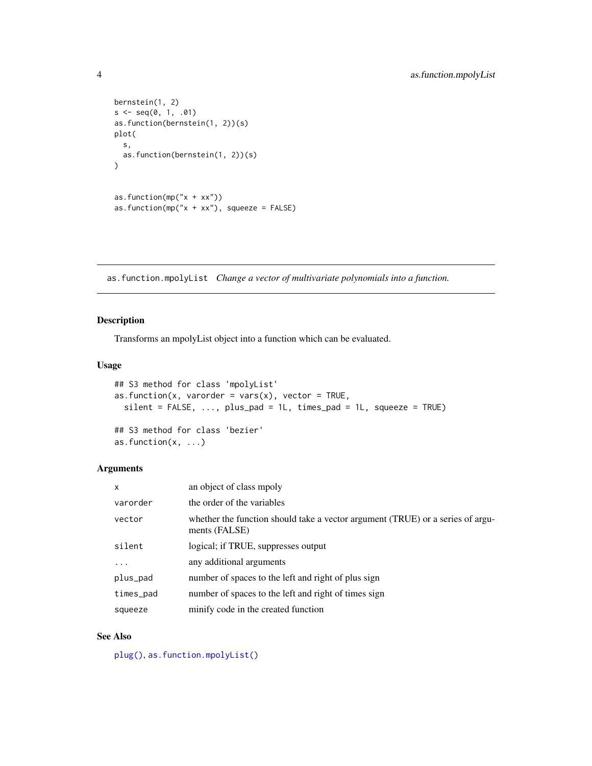```
bernstein(1, 2)
s <- seq(0, 1, .01)
as.function(bernstein(1, 2))(s)
plot(
  s,
  as.function(bernstein(1, 2))(s)
)


as.function(mp("x + xx"))
as.function(mp("x + xx"), squeeze = FALSE)
```

---

## as.function.mpolyList *Change a vector of multivariate polynomials into a function.*

---

### Description

Transforms an mpolyList object into a function which can be evaluated.

### Usage

```
## S3 method for class 'mpolyList'
as.function(x, varorder = vars(x), vector = TRUE,
  silent = FALSE, ..., plus_pad = 1L, times_pad = 1L, squeeze = TRUE)

## S3 method for class 'bezier'
as.function(x, ...)
```

### Arguments

| | |
|---|---|
| `x` | an object of class mpoly |
| `varorder` | the order of the variables |
| `vector` | whether the function should take a vector argument (TRUE) or a series of arguments (FALSE) |
| `silent` | logical; if TRUE, suppresses output |
| `...` | any additional arguments |
| `plus_pad` | number of spaces to the left and right of plus sign |
| `times_pad` | number of spaces to the left and right of times sign |
| `squeeze` | minify code in the created function |

### See Also

`plug()`, `as.function.mpolyList()`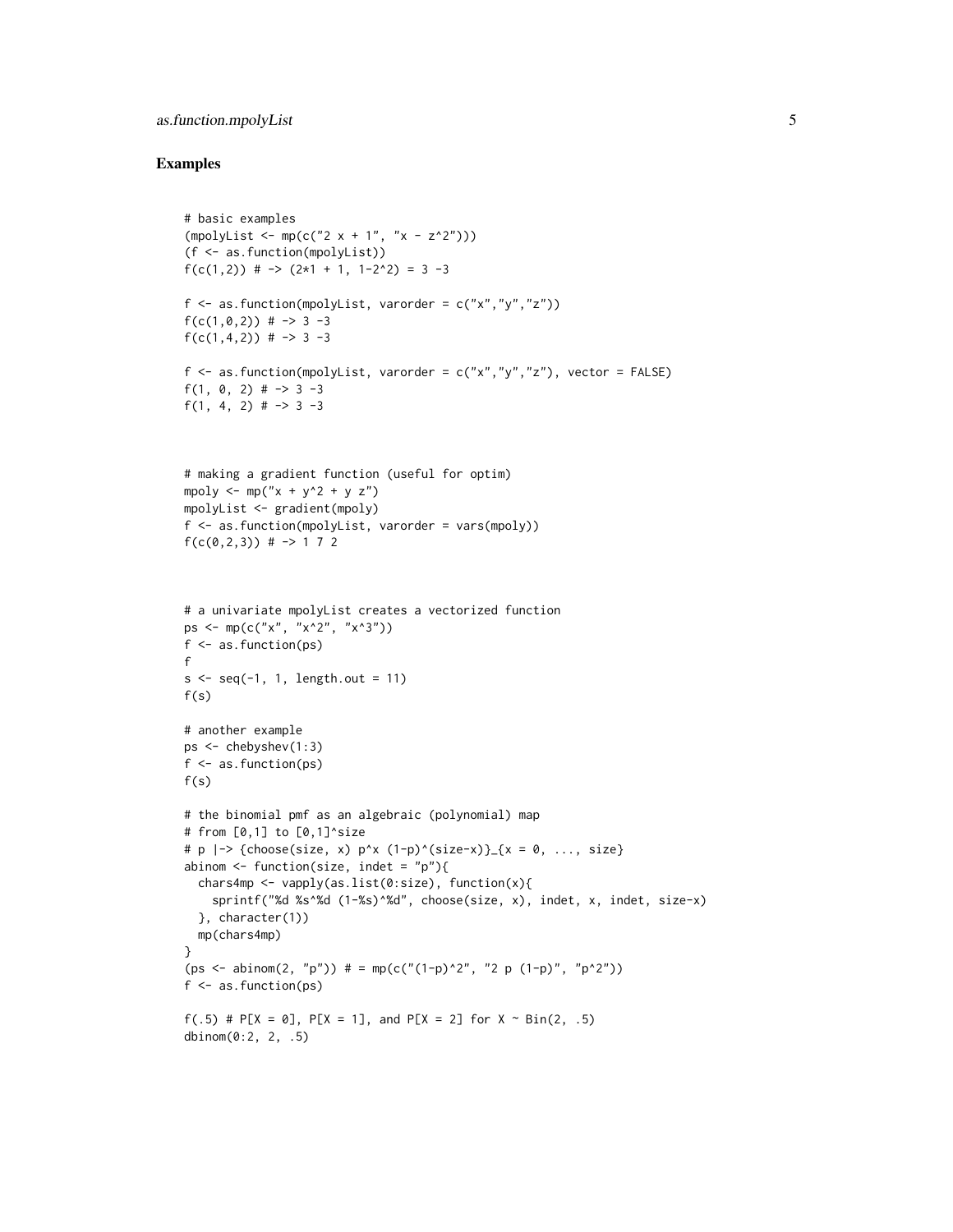## Examples

```
# basic examples
(mpolyList <- mp(c("2 x + 1", "x - z^2")))
(f <- as.function(mpolyList))
f(c(1,2)) # -> (2*1 + 1, 1-2^2) = 3 -3

f <- as.function(mpolyList, varorder = c("x","y","z"))
f(c(1,0,2)) # -> 3 -3
f(c(1,4,2)) # -> 3 -3

f <- as.function(mpolyList, varorder = c("x","y","z"), vector = FALSE)
f(1, 0, 2) # -> 3 -3
f(1, 4, 2) # -> 3 -3



# making a gradient function (useful for optim)
mpoly <- mp("x + y^2 + y z")
mpolyList <- gradient(mpoly)
f <- as.function(mpolyList, varorder = vars(mpoly))
f(c(0,2,3)) # -> 1 7 2



# a univariate mpolyList creates a vectorized function
ps <- mp(c("x", "x^2", "x^3"))
f <- as.function(ps)
f
s <- seq(-1, 1, length.out = 11)
f(s)

# another example
ps <- chebyshev(1:3)
f <- as.function(ps)
f(s)

# the binomial pmf as an algebraic (polynomial) map
# from [0,1] to [0,1]^size
# p |-> {choose(size, x) p^x (1-p)^(size-x)}_{x = 0, ..., size}
abinom <- function(size, indet = "p"){
  chars4mp <- vapply(as.list(0:size), function(x){
    sprintf("%d %s^%d (1-%s)^%d", choose(size, x), indet, x, indet, size-x)
  }, character(1))
  mp(chars4mp)
}
(ps <- abinom(2, "p")) # = mp(c("(1-p)^2", "2 p (1-p)", "p^2"))
f <- as.function(ps)

f(.5) # P[X = 0], P[X = 1], and P[X = 2] for X ~ Bin(2, .5)
dbinom(0:2, 2, .5)
```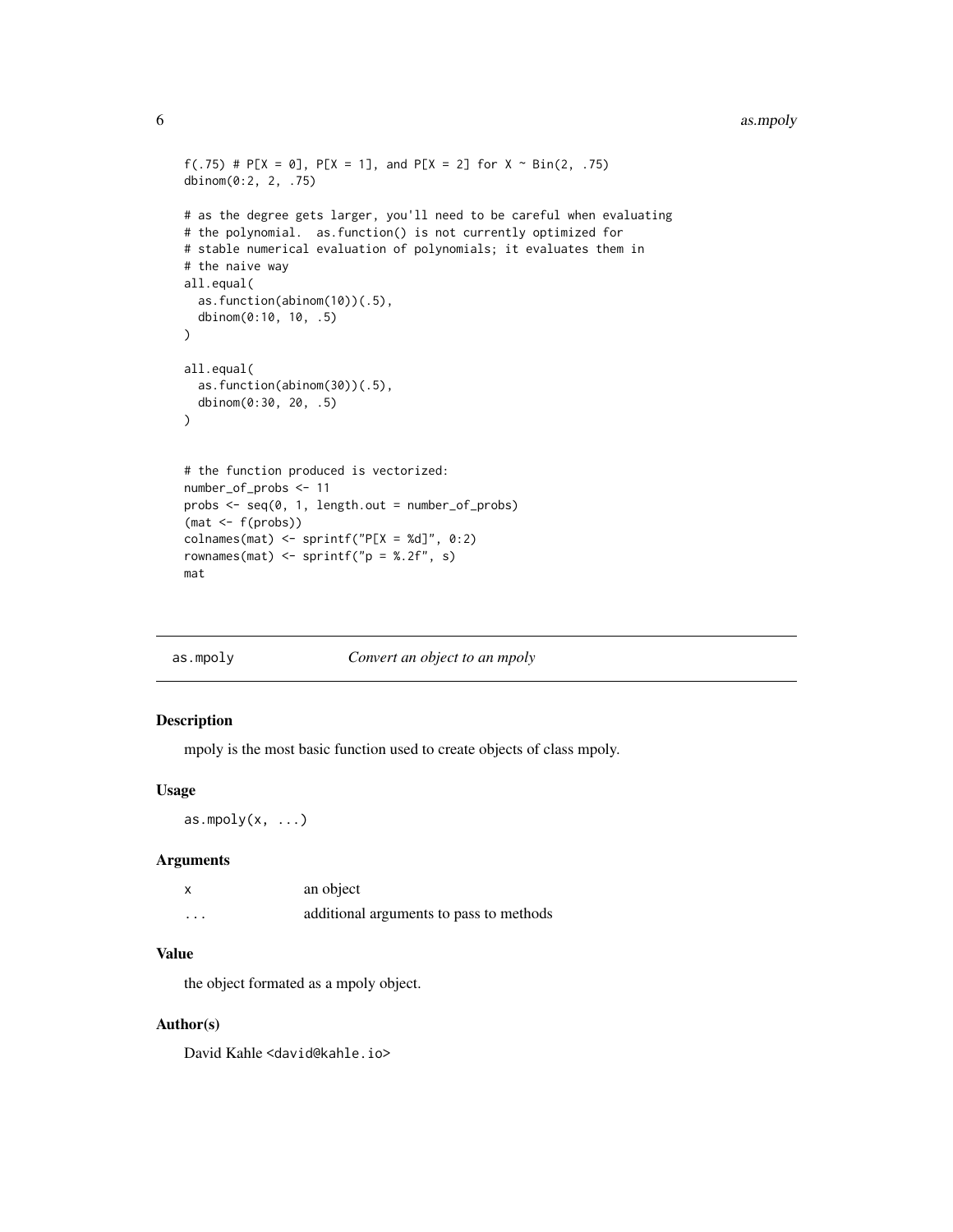```
f(.75) # P[X = 0], P[X = 1], and P[X = 2] for X ~ Bin(2, .75)
dbinom(0:2, 2, .75)

# as the degree gets larger, you'll need to be careful when evaluating
# the polynomial.  as.function() is not currently optimized for
# stable numerical evaluation of polynomials; it evaluates them in
# the naive way
all.equal(
  as.function(abinom(10))(.5),
  dbinom(0:10, 10, .5)
)

all.equal(
  as.function(abinom(30))(.5),
  dbinom(0:30, 20, .5)
)


# the function produced is vectorized:
number_of_probs <- 11
probs <- seq(0, 1, length.out = number_of_probs)
(mat <- f(probs))
colnames(mat) <- sprintf("P[X = %d]", 0:2)
rownames(mat) <- sprintf("p = %.2f", s)
mat
```

## as.mpoly — *Convert an object to an mpoly*

### Description

mpoly is the most basic function used to create objects of class mpoly.

### Usage

```
as.mpoly(x, ...)
```

### Arguments

| | |
|---|---|
| x | an object |
| ... | additional arguments to pass to methods |

### Value

the object formated as a mpoly object.

### Author(s)

David Kahle <david@kahle.io>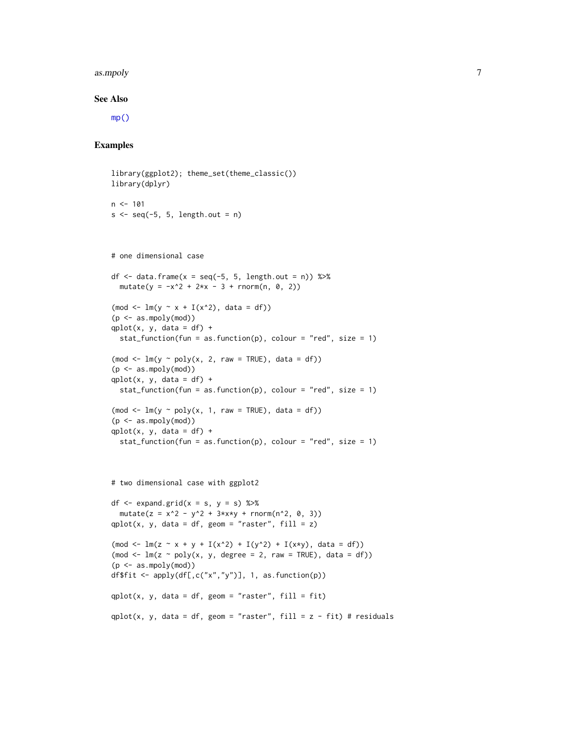### See Also

mp()

### Examples

```
library(ggplot2); theme_set(theme_classic())
library(dplyr)

n <- 101
s <- seq(-5, 5, length.out = n)



# one dimensional case

df <- data.frame(x = seq(-5, 5, length.out = n)) %>%
  mutate(y = -x^2 + 2*x - 3 + rnorm(n, 0, 2))

(mod <- lm(y ~ x + I(x^2), data = df))
(p <- as.mpoly(mod))
qplot(x, y, data = df) +
  stat_function(fun = as.function(p), colour = "red", size = 1)

(mod <- lm(y ~ poly(x, 2, raw = TRUE), data = df))
(p <- as.mpoly(mod))
qplot(x, y, data = df) +
  stat_function(fun = as.function(p), colour = "red", size = 1)

(mod <- lm(y ~ poly(x, 1, raw = TRUE), data = df))
(p <- as.mpoly(mod))
qplot(x, y, data = df) +
  stat_function(fun = as.function(p), colour = "red", size = 1)



# two dimensional case with ggplot2

df <- expand.grid(x = s, y = s) %>%
  mutate(z = x^2 - y^2 + 3*x*y + rnorm(n^2, 0, 3))
qplot(x, y, data = df, geom = "raster", fill = z)

(mod <- lm(z ~ x + y + I(x^2) + I(y^2) + I(x*y), data = df))
(mod <- lm(z ~ poly(x, y, degree = 2, raw = TRUE), data = df))
(p <- as.mpoly(mod))
df$fit <- apply(df[,c("x","y")], 1, as.function(p))

qplot(x, y, data = df, geom = "raster", fill = fit)

qplot(x, y, data = df, geom = "raster", fill = z - fit) # residuals
```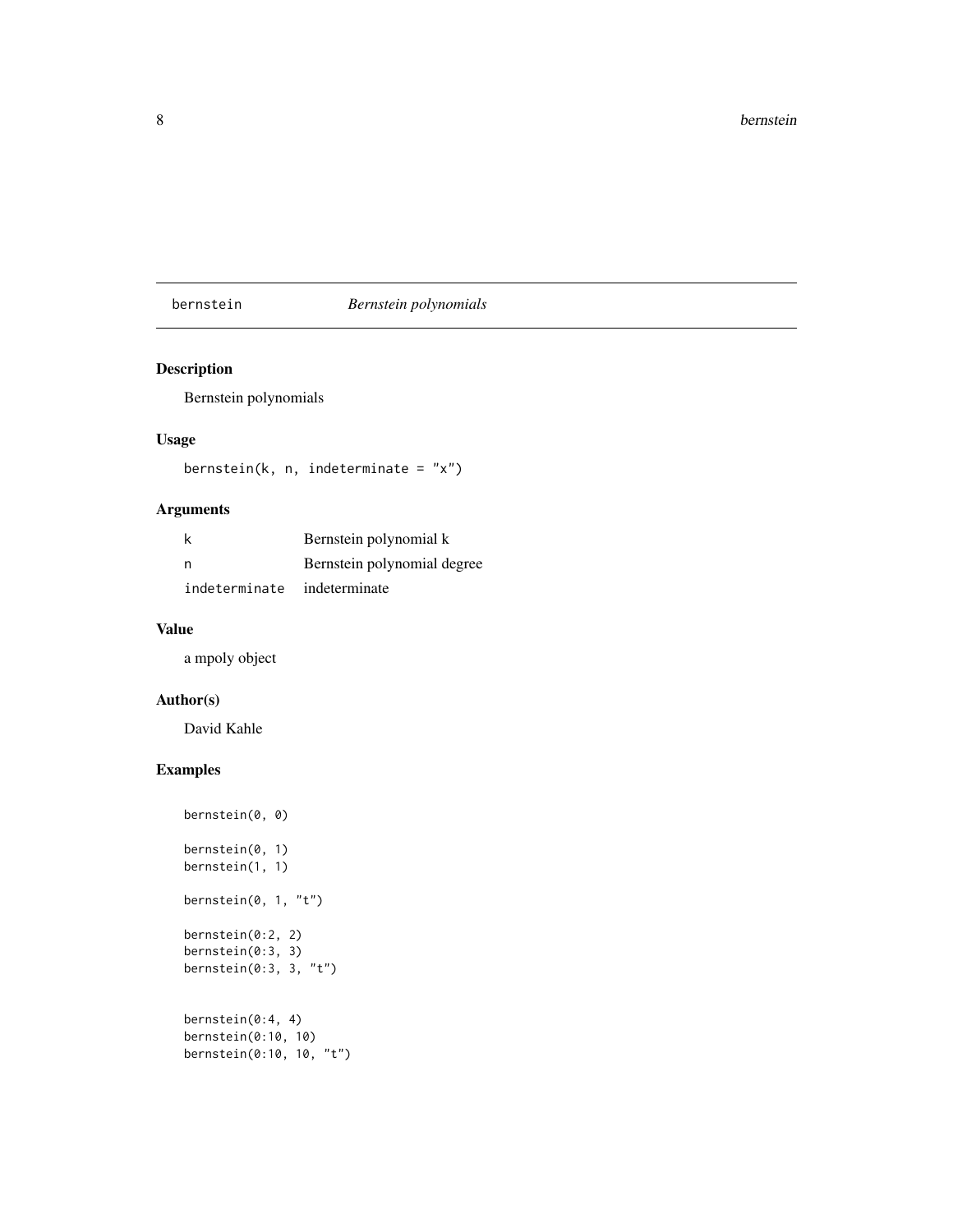# bernstein *Bernstein polynomials*

## Description

Bernstein polynomials

## Usage

```
bernstein(k, n, indeterminate = "x")
```

## Arguments

| | |
|---|---|
| k | Bernstein polynomial k |
| n | Bernstein polynomial degree |
| indeterminate | indeterminate |

## Value

a mpoly object

## Author(s)

David Kahle

## Examples

```
bernstein(0, 0)

bernstein(0, 1)
bernstein(1, 1)

bernstein(0, 1, "t")

bernstein(0:2, 2)
bernstein(0:3, 3)
bernstein(0:3, 3, "t")


bernstein(0:4, 4)
bernstein(0:10, 10)
bernstein(0:10, 10, "t")
```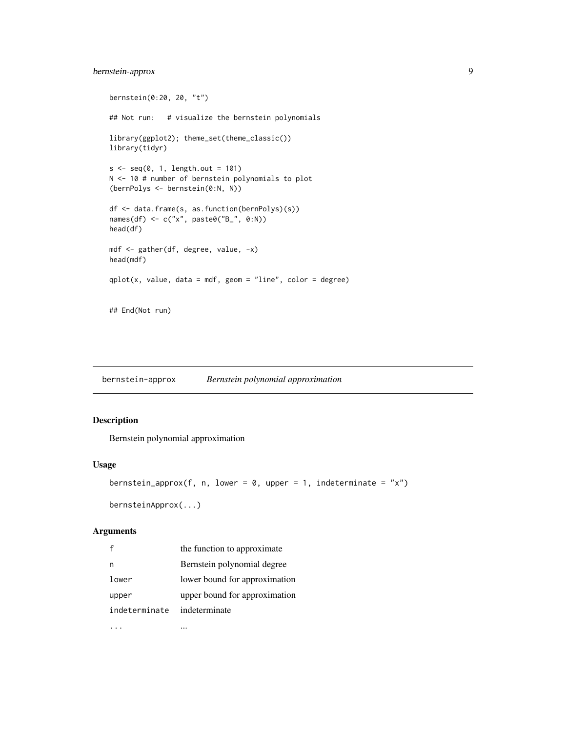```
bernstein(0:20, 20, "t")

## Not run:   # visualize the bernstein polynomials

library(ggplot2); theme_set(theme_classic())
library(tidyr)

s <- seq(0, 1, length.out = 101)
N <- 10 # number of bernstein polynomials to plot
(bernPolys <- bernstein(0:N, N))

df <- data.frame(s, as.function(bernPolys)(s))
names(df) <- c("x", paste0("B_", 0:N))
head(df)

mdf <- gather(df, degree, value, -x)
head(mdf)

qplot(x, value, data = mdf, geom = "line", color = degree)


## End(Not run)
```

## bernstein-approx — *Bernstein polynomial approximation*

### Description

Bernstein polynomial approximation

### Usage

```
bernstein_approx(f, n, lower = 0, upper = 1, indeterminate = "x")

bernsteinApprox(...)
```

### Arguments

| | |
|---|---|
| `f` | the function to approximate |
| `n` | Bernstein polynomial degree |
| `lower` | lower bound for approximation |
| `upper` | upper bound for approximation |
| `indeterminate` | indeterminate |
| `...` | ... |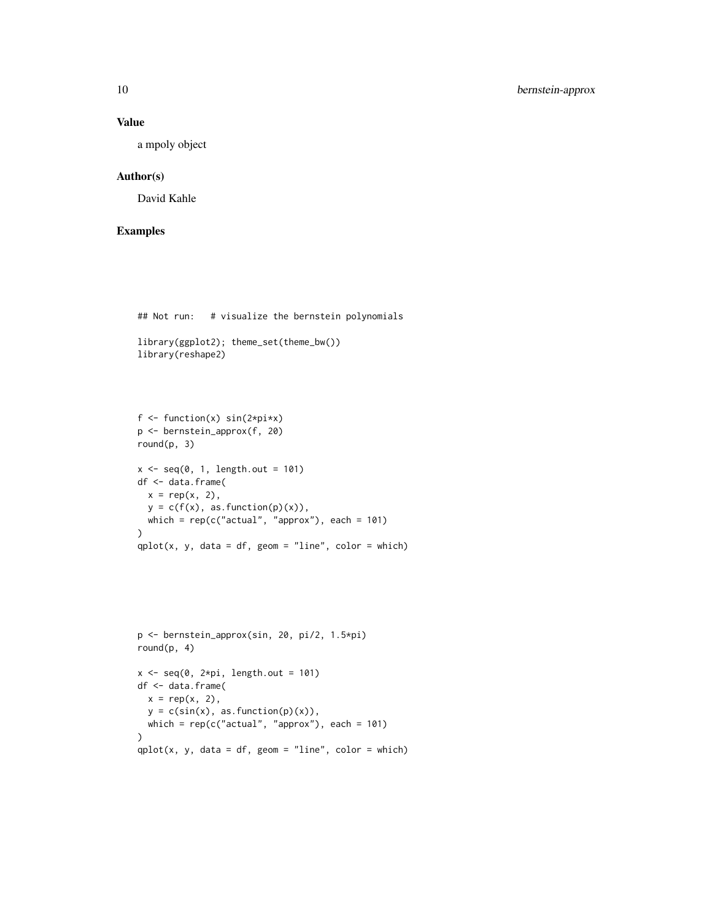## Value

a mpoly object

## Author(s)

David Kahle

## Examples

```
## Not run:   # visualize the bernstein polynomials

library(ggplot2); theme_set(theme_bw())
library(reshape2)




f <- function(x) sin(2*pi*x)
p <- bernstein_approx(f, 20)
round(p, 3)

x <- seq(0, 1, length.out = 101)
df <- data.frame(
  x = rep(x, 2),
  y = c(f(x), as.function(p)(x)),
  which = rep(c("actual", "approx"), each = 101)
)
qplot(x, y, data = df, geom = "line", color = which)






p <- bernstein_approx(sin, 20, pi/2, 1.5*pi)
round(p, 4)

x <- seq(0, 2*pi, length.out = 101)
df <- data.frame(
  x = rep(x, 2),
  y = c(sin(x), as.function(p)(x)),
  which = rep(c("actual", "approx"), each = 101)
)
qplot(x, y, data = df, geom = "line", color = which)
```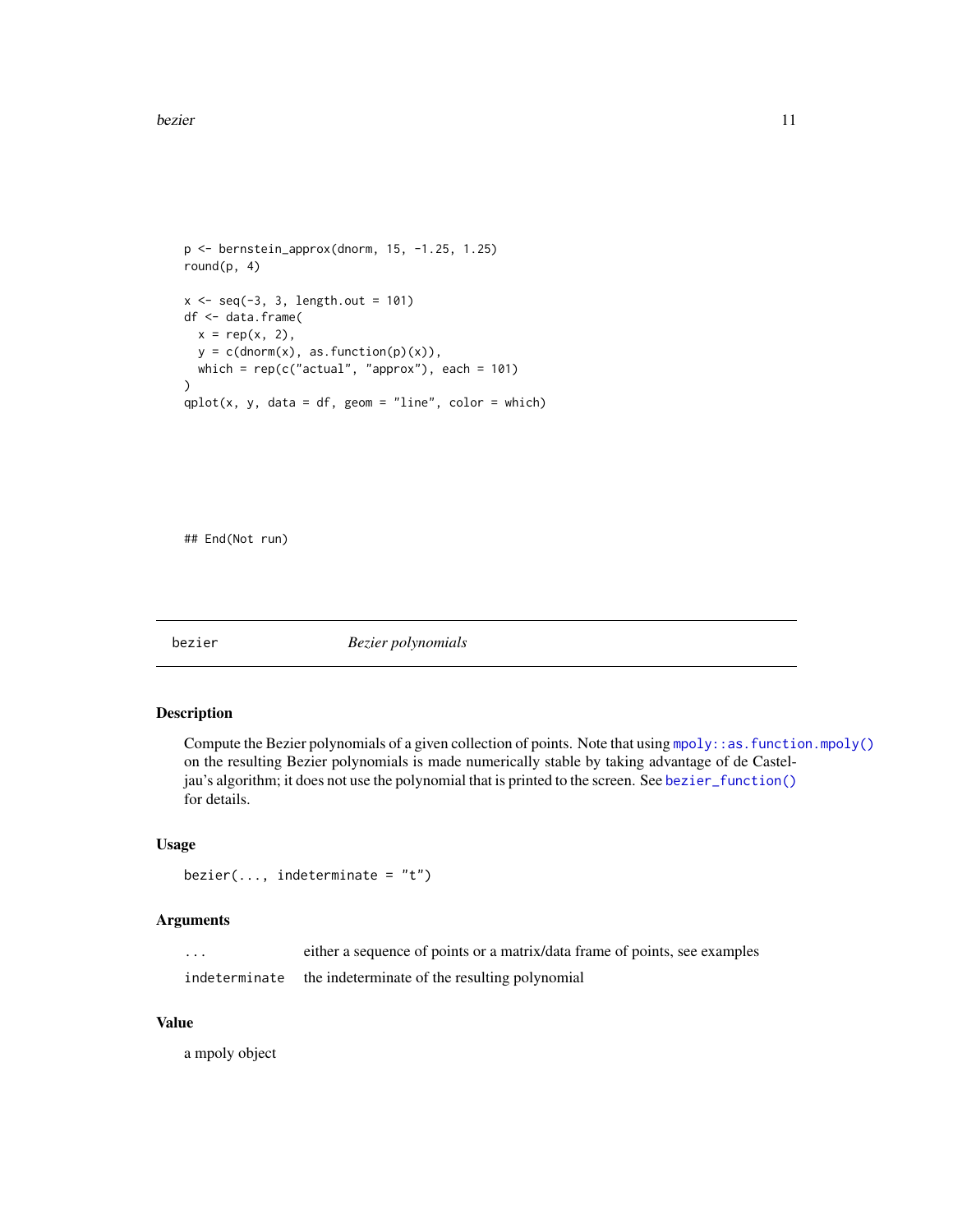```
p <- bernstein_approx(dnorm, 15, -1.25, 1.25)
round(p, 4)

x <- seq(-3, 3, length.out = 101)
df <- data.frame(
  x = rep(x, 2),
  y = c(dnorm(x), as.function(p)(x)),
  which = rep(c("actual", "approx"), each = 101)
)
qplot(x, y, data = df, geom = "line", color = which)
```

```
## End(Not run)
```

---

## bezier &nbsp;&nbsp;&nbsp;&nbsp;&nbsp;&nbsp;&nbsp; *Bezier polynomials*

---

### Description

Compute the Bezier polynomials of a given collection of points. Note that using `mpoly::as.function.mpoly()` on the resulting Bezier polynomials is made numerically stable by taking advantage of de Casteljau's algorithm; it does not use the polynomial that is printed to the screen. See `bezier_function()` for details.

### Usage

```
bezier(..., indeterminate = "t")
```

### Arguments

| | |
|---|---|
| `...` | either a sequence of points or a matrix/data frame of points, see examples |
| `indeterminate` | the indeterminate of the resulting polynomial |

### Value

a mpoly object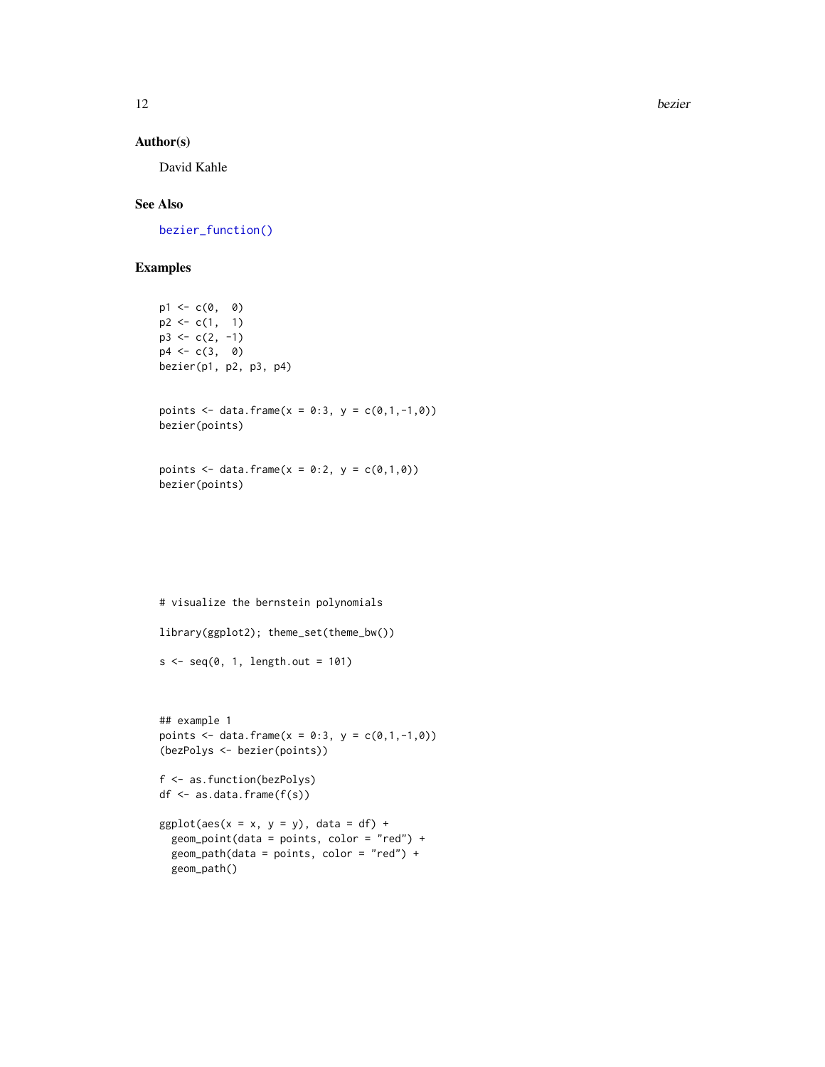### Author(s)

David Kahle

### See Also

bezier_function()

### Examples

```
p1 <- c(0,  0)
p2 <- c(1,  1)
p3 <- c(2, -1)
p4 <- c(3,  0)
bezier(p1, p2, p3, p4)


points <- data.frame(x = 0:3, y = c(0,1,-1,0))
bezier(points)


points <- data.frame(x = 0:2, y = c(0,1,0))
bezier(points)








# visualize the bernstein polynomials

library(ggplot2); theme_set(theme_bw())

s <- seq(0, 1, length.out = 101)



## example 1
points <- data.frame(x = 0:3, y = c(0,1,-1,0))
(bezPolys <- bezier(points))

f <- as.function(bezPolys)
df <- as.data.frame(f(s))

ggplot(aes(x = x, y = y), data = df) +
  geom_point(data = points, color = "red") +
  geom_path(data = points, color = "red") +
  geom_path()
```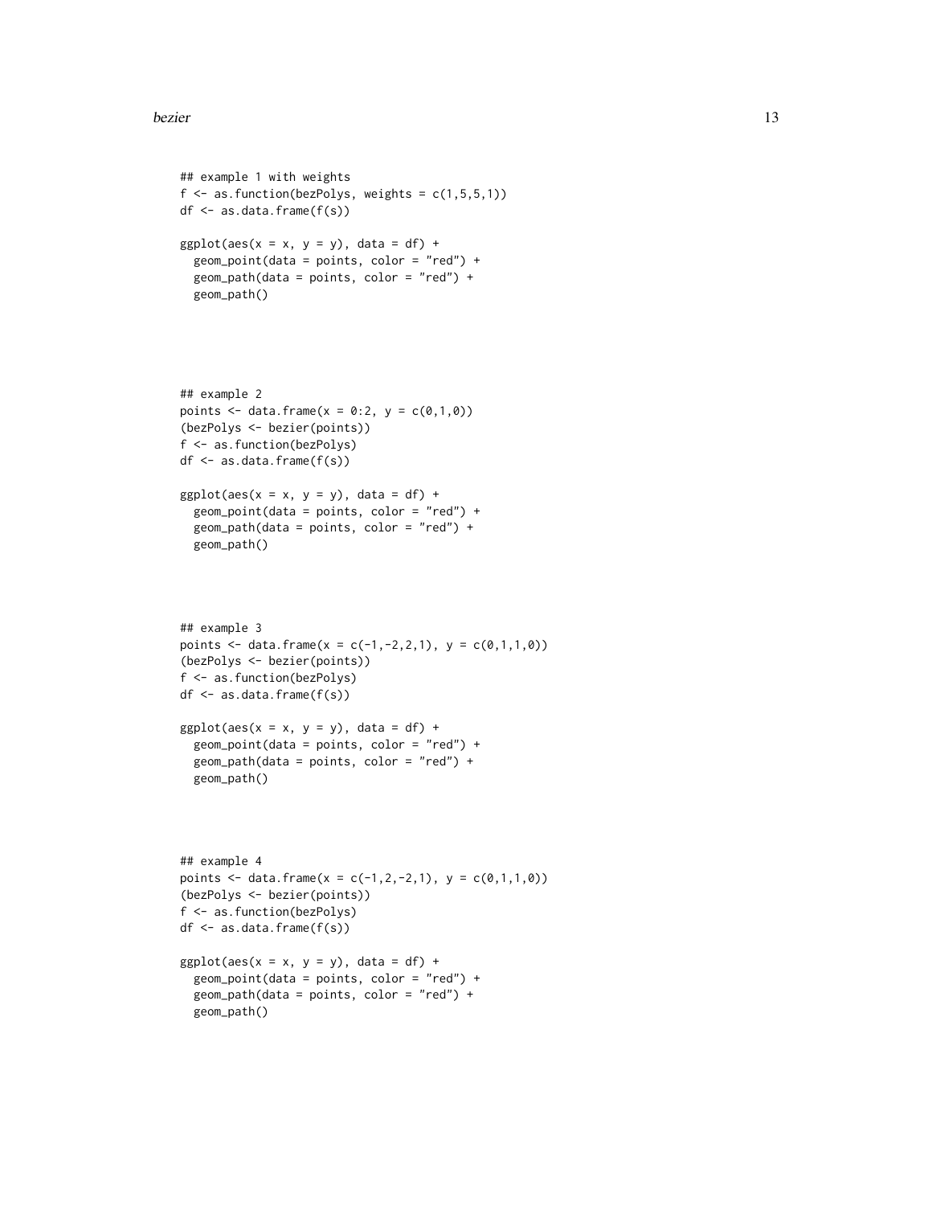```
## example 1 with weights
f <- as.function(bezPolys, weights = c(1,5,5,1))
df <- as.data.frame(f(s))

ggplot(aes(x = x, y = y), data = df) +
  geom_point(data = points, color = "red") +
  geom_path(data = points, color = "red") +
  geom_path()





## example 2
points <- data.frame(x = 0:2, y = c(0,1,0))
(bezPolys <- bezier(points))
f <- as.function(bezPolys)
df <- as.data.frame(f(s))

ggplot(aes(x = x, y = y), data = df) +
  geom_point(data = points, color = "red") +
  geom_path(data = points, color = "red") +
  geom_path()




## example 3
points <- data.frame(x = c(-1,-2,2,1), y = c(0,1,1,0))
(bezPolys <- bezier(points))
f <- as.function(bezPolys)
df <- as.data.frame(f(s))

ggplot(aes(x = x, y = y), data = df) +
  geom_point(data = points, color = "red") +
  geom_path(data = points, color = "red") +
  geom_path()




## example 4
points <- data.frame(x = c(-1,2,-2,1), y = c(0,1,1,0))
(bezPolys <- bezier(points))
f <- as.function(bezPolys)
df <- as.data.frame(f(s))

ggplot(aes(x = x, y = y), data = df) +
  geom_point(data = points, color = "red") +
  geom_path(data = points, color = "red") +
  geom_path()
```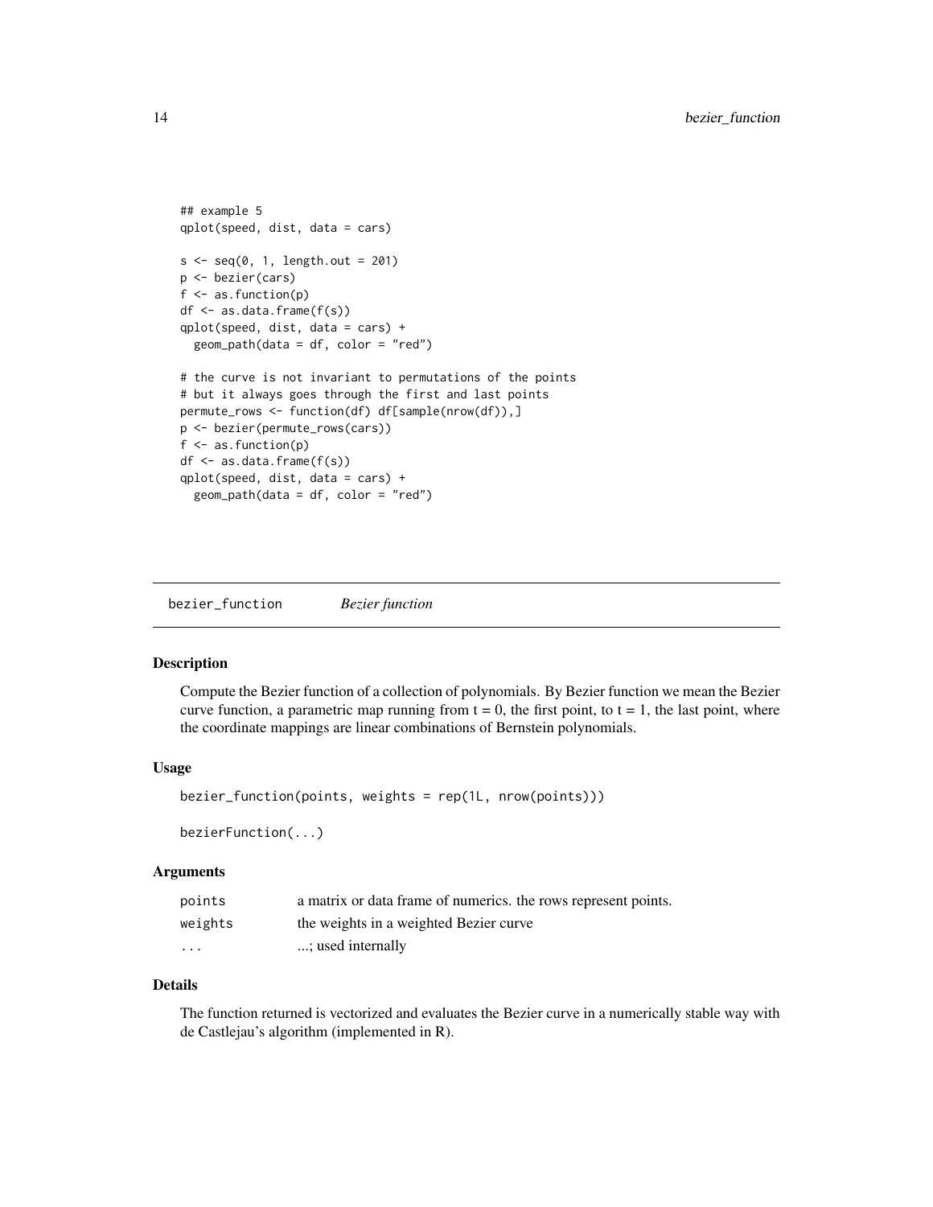```
## example 5
qplot(speed, dist, data = cars)

s <- seq(0, 1, length.out = 201)
p <- bezier(cars)
f <- as.function(p)
df <- as.data.frame(f(s))
qplot(speed, dist, data = cars) +
  geom_path(data = df, color = "red")

# the curve is not invariant to permutations of the points
# but it always goes through the first and last points
permute_rows <- function(df) df[sample(nrow(df)),]
p <- bezier(permute_rows(cars))
f <- as.function(p)
df <- as.data.frame(f(s))
qplot(speed, dist, data = cars) +
  geom_path(data = df, color = "red")
```

## bezier_function *Bezier function*

### Description

Compute the Bezier function of a collection of polynomials. By Bezier function we mean the Bezier curve function, a parametric map running from t = 0, the first point, to t = 1, the last point, where the coordinate mappings are linear combinations of Bernstein polynomials.

### Usage

```
bezier_function(points, weights = rep(1L, nrow(points)))

bezierFunction(...)
```

### Arguments

| | |
|---|---|
| `points` | a matrix or data frame of numerics. the rows represent points. |
| `weights` | the weights in a weighted Bezier curve |
| `...` | ...; used internally |

### Details

The function returned is vectorized and evaluates the Bezier curve in a numerically stable way with de Castlejau's algorithm (implemented in R).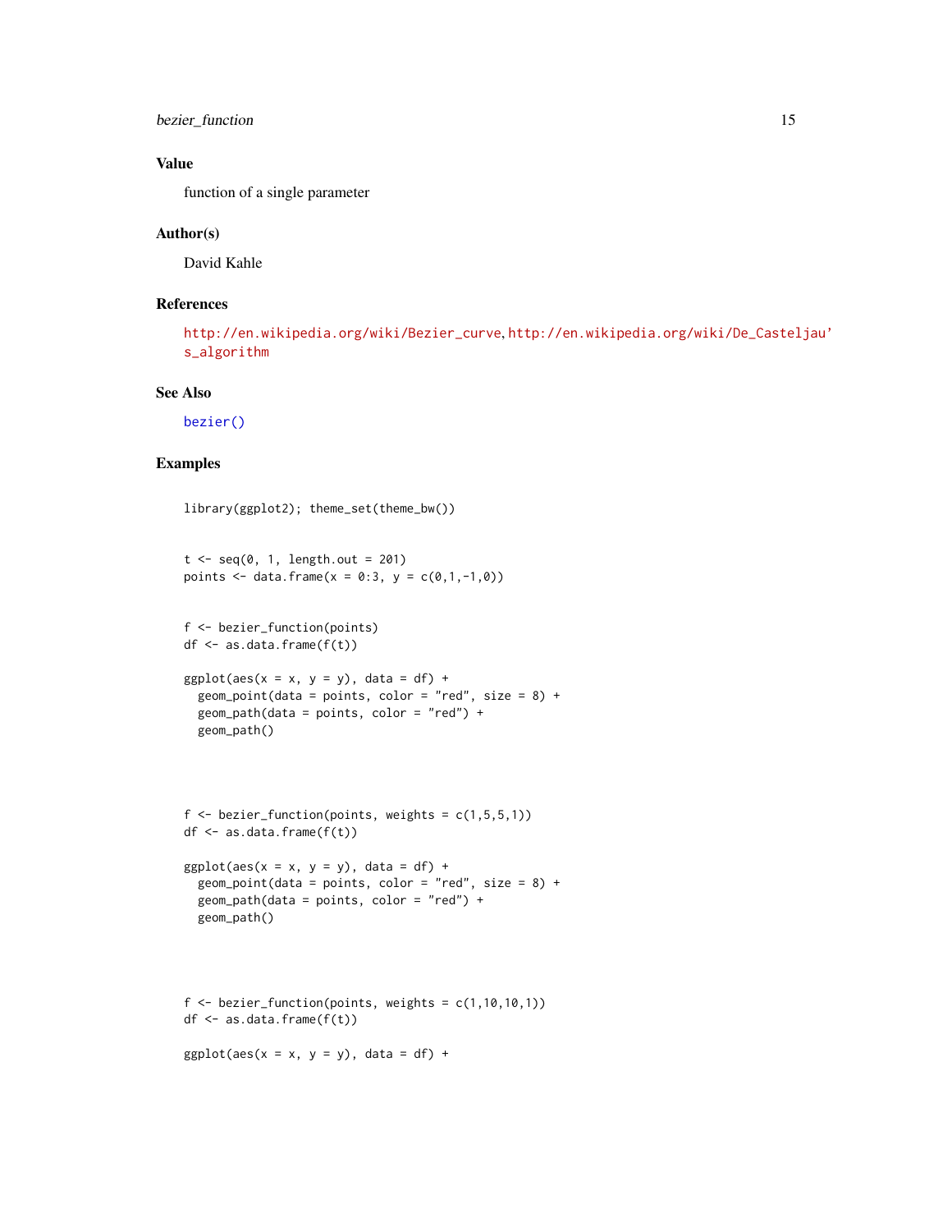## Value

function of a single parameter

## Author(s)

David Kahle

## References

http://en.wikipedia.org/wiki/Bezier_curve, http://en.wikipedia.org/wiki/De_Casteljau's_algorithm

## See Also

bezier()

## Examples

```
library(ggplot2); theme_set(theme_bw())


t <- seq(0, 1, length.out = 201)
points <- data.frame(x = 0:3, y = c(0,1,-1,0))


f <- bezier_function(points)
df <- as.data.frame(f(t))

ggplot(aes(x = x, y = y), data = df) +
  geom_point(data = points, color = "red", size = 8) +
  geom_path(data = points, color = "red") +
  geom_path()




f <- bezier_function(points, weights = c(1,5,5,1))
df <- as.data.frame(f(t))

ggplot(aes(x = x, y = y), data = df) +
  geom_point(data = points, color = "red", size = 8) +
  geom_path(data = points, color = "red") +
  geom_path()




f <- bezier_function(points, weights = c(1,10,10,1))
df <- as.data.frame(f(t))

ggplot(aes(x = x, y = y), data = df) +
```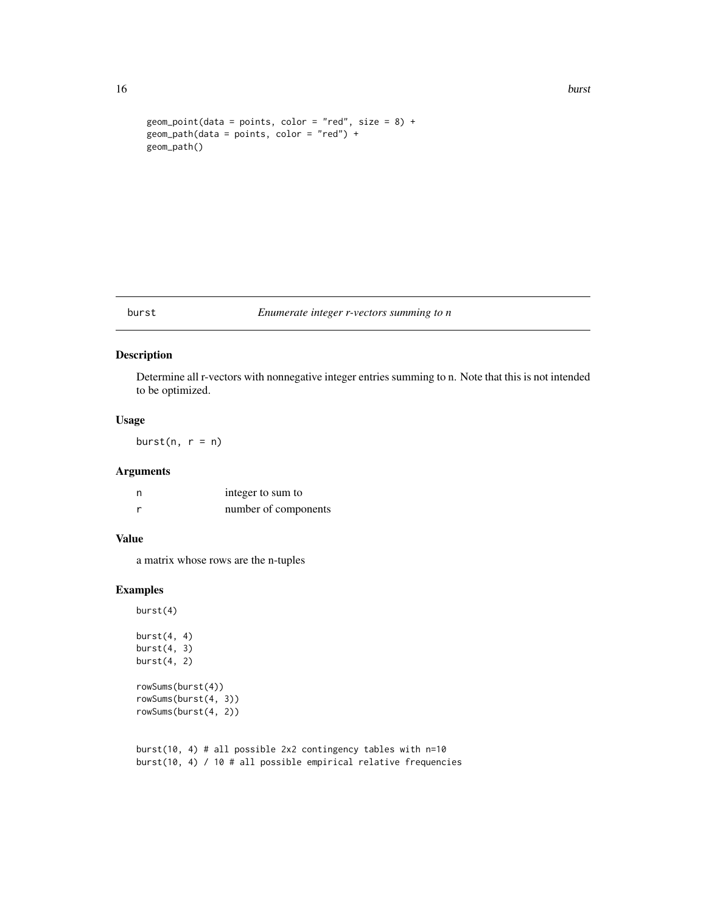```
geom_point(data = points, color = "red", size = 8) +
geom_path(data = points, color = "red") +
geom_path()
```

## burst — *Enumerate integer r-vectors summing to n*

### Description

Determine all r-vectors with nonnegative integer entries summing to n. Note that this is not intended to be optimized.

### Usage

```
burst(n, r = n)
```

### Arguments

| | |
|---|---|
| n | integer to sum to |
| r | number of components |

### Value

a matrix whose rows are the n-tuples

### Examples

```
burst(4)

burst(4, 4)
burst(4, 3)
burst(4, 2)

rowSums(burst(4))
rowSums(burst(4, 3))
rowSums(burst(4, 2))


burst(10, 4) # all possible 2x2 contingency tables with n=10
burst(10, 4) / 10 # all possible empirical relative frequencies
```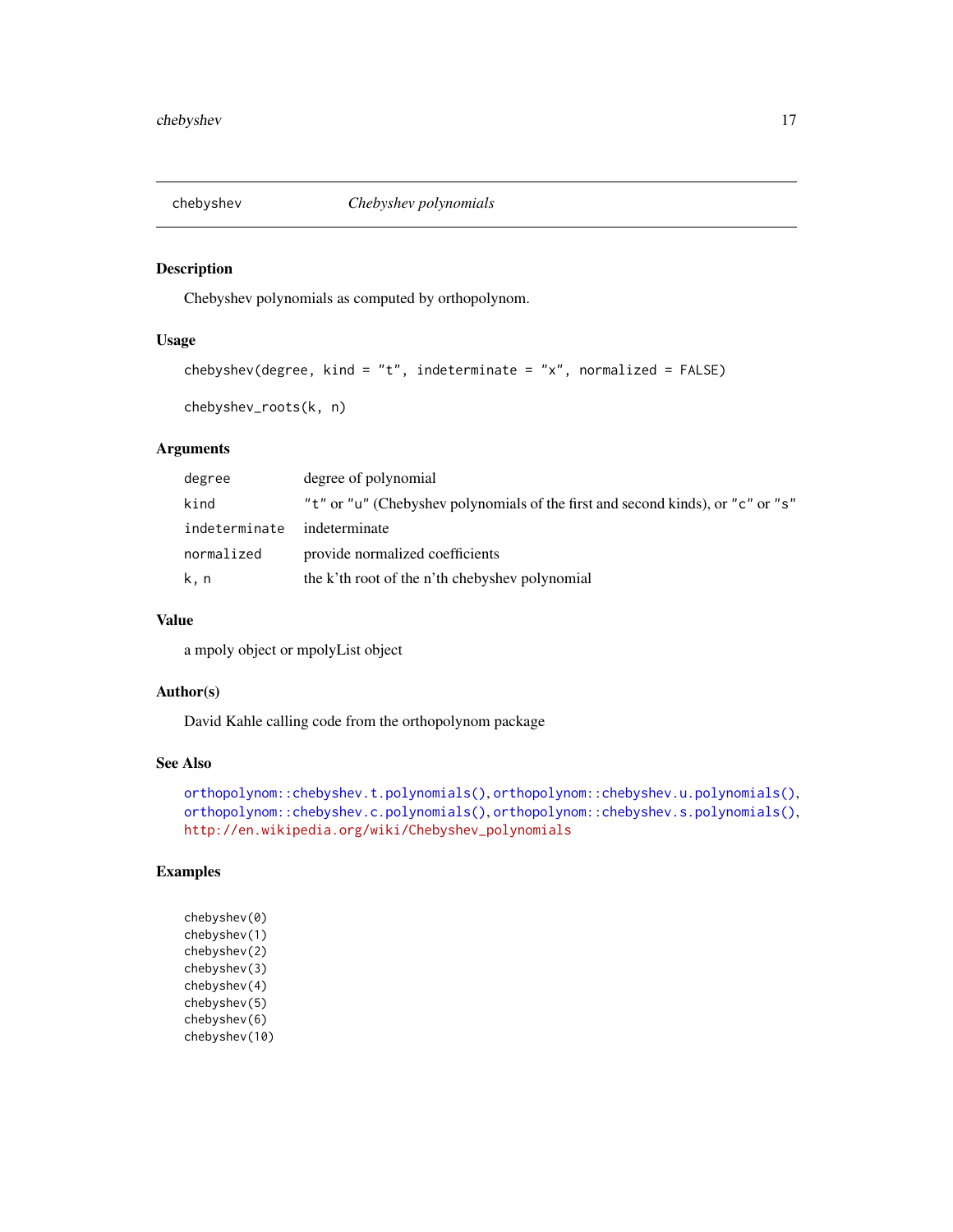## chebyshev — *Chebyshev polynomials*

### Description

Chebyshev polynomials as computed by orthopolynom.

### Usage

```
chebyshev(degree, kind = "t", indeterminate = "x", normalized = FALSE)

chebyshev_roots(k, n)
```

### Arguments

| | |
|---|---|
| `degree` | degree of polynomial |
| `kind` | `"t"` or `"u"` (Chebyshev polynomials of the first and second kinds), or `"c"` or `"s"` |
| `indeterminate` | indeterminate |
| `normalized` | provide normalized coefficients |
| `k, n` | the k'th root of the n'th chebyshev polynomial |

### Value

a mpoly object or mpolyList object

### Author(s)

David Kahle calling code from the orthopolynom package

### See Also

`orthopolynom::chebyshev.t.polynomials()`, `orthopolynom::chebyshev.u.polynomials()`, `orthopolynom::chebyshev.c.polynomials()`, `orthopolynom::chebyshev.s.polynomials()`, http://en.wikipedia.org/wiki/Chebyshev_polynomials

### Examples

```
chebyshev(0)
chebyshev(1)
chebyshev(2)
chebyshev(3)
chebyshev(4)
chebyshev(5)
chebyshev(6)
chebyshev(10)
```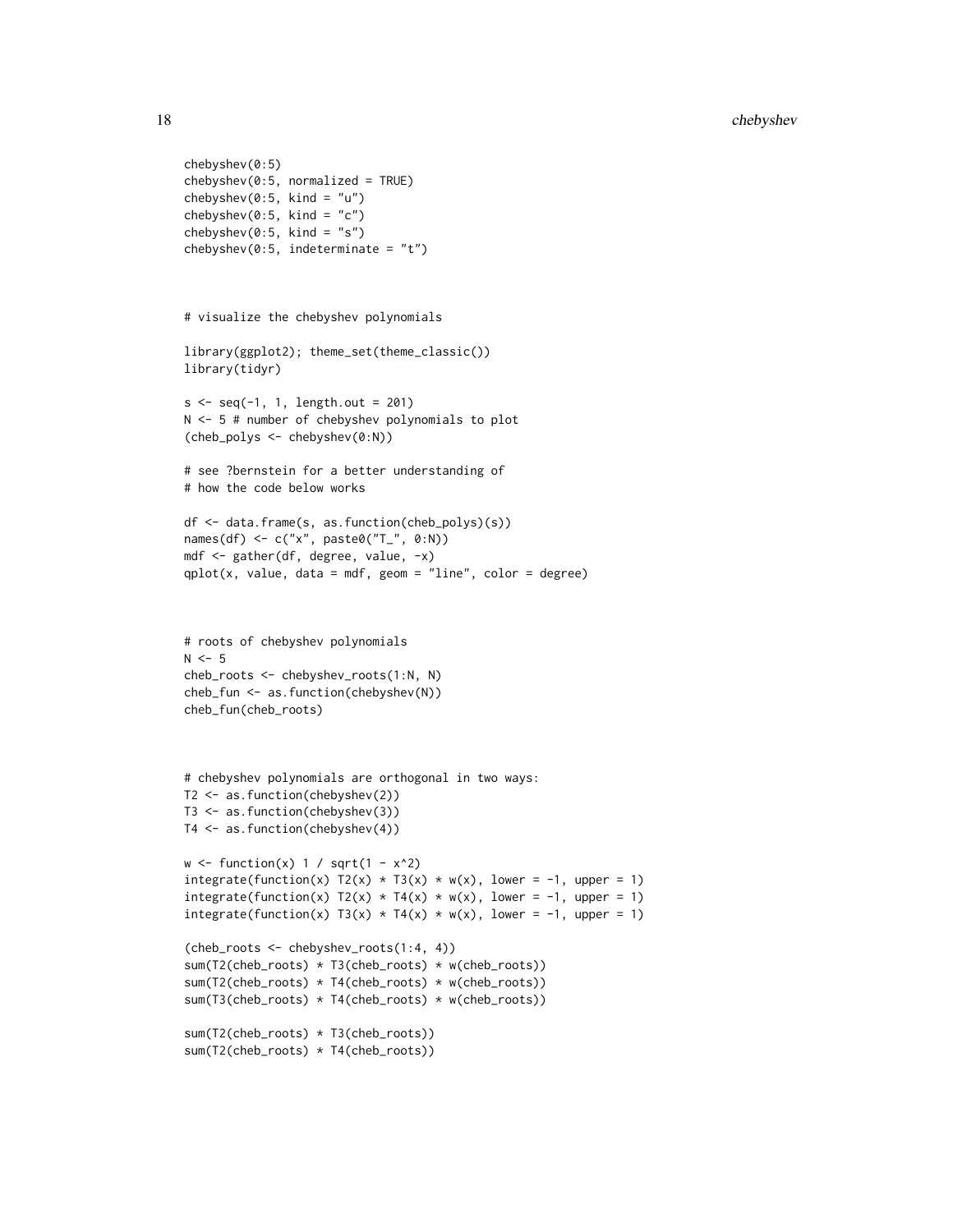```
chebyshev(0:5)
chebyshev(0:5, normalized = TRUE)
chebyshev(0:5, kind = "u")
chebyshev(0:5, kind = "c")
chebyshev(0:5, kind = "s")
chebyshev(0:5, indeterminate = "t")



# visualize the chebyshev polynomials

library(ggplot2); theme_set(theme_classic())
library(tidyr)

s <- seq(-1, 1, length.out = 201)
N <- 5 # number of chebyshev polynomials to plot
(cheb_polys <- chebyshev(0:N))

# see ?bernstein for a better understanding of
# how the code below works

df <- data.frame(s, as.function(cheb_polys)(s))
names(df) <- c("x", paste0("T_", 0:N))
mdf <- gather(df, degree, value, -x)
qplot(x, value, data = mdf, geom = "line", color = degree)



# roots of chebyshev polynomials
N <- 5
cheb_roots <- chebyshev_roots(1:N, N)
cheb_fun <- as.function(chebyshev(N))
cheb_fun(cheb_roots)



# chebyshev polynomials are orthogonal in two ways:
T2 <- as.function(chebyshev(2))
T3 <- as.function(chebyshev(3))
T4 <- as.function(chebyshev(4))

w <- function(x) 1 / sqrt(1 - x^2)
integrate(function(x) T2(x) * T3(x) * w(x), lower = -1, upper = 1)
integrate(function(x) T2(x) * T4(x) * w(x), lower = -1, upper = 1)
integrate(function(x) T3(x) * T4(x) * w(x), lower = -1, upper = 1)

(cheb_roots <- chebyshev_roots(1:4, 4))
sum(T2(cheb_roots) * T3(cheb_roots) * w(cheb_roots))
sum(T2(cheb_roots) * T4(cheb_roots) * w(cheb_roots))
sum(T3(cheb_roots) * T4(cheb_roots) * w(cheb_roots))

sum(T2(cheb_roots) * T3(cheb_roots))
sum(T2(cheb_roots) * T4(cheb_roots))
```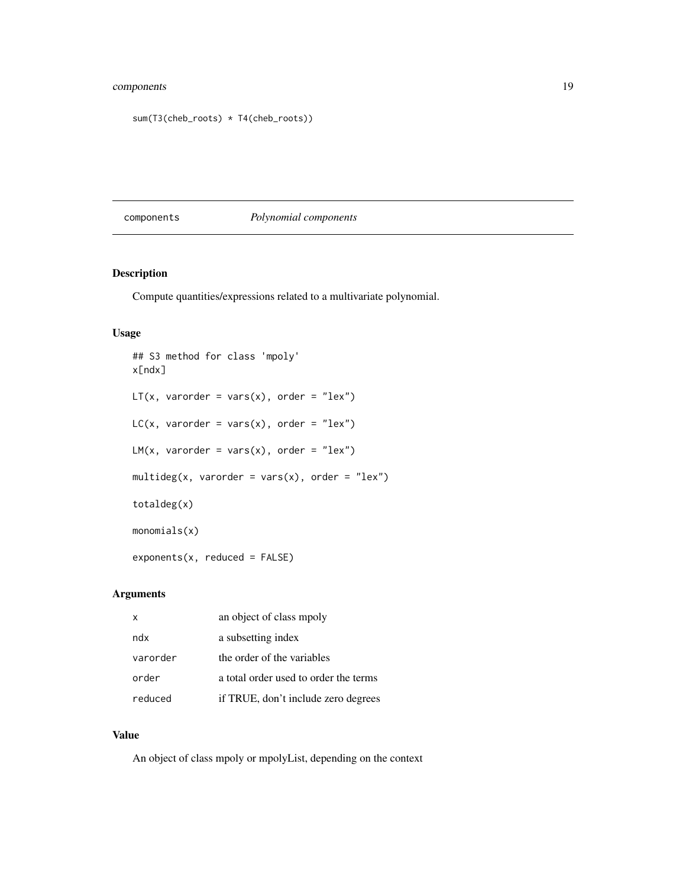```
sum(T3(cheb_roots) * T4(cheb_roots))
```

## components — *Polynomial components*

### Description

Compute quantities/expressions related to a multivariate polynomial.

### Usage

```
## S3 method for class 'mpoly'
x[ndx]

LT(x, varorder = vars(x), order = "lex")

LC(x, varorder = vars(x), order = "lex")

LM(x, varorder = vars(x), order = "lex")

multideg(x, varorder = vars(x), order = "lex")

totaldeg(x)

monomials(x)

exponents(x, reduced = FALSE)
```

### Arguments

| | |
|---|---|
| x | an object of class mpoly |
| ndx | a subsetting index |
| varorder | the order of the variables |
| order | a total order used to order the terms |
| reduced | if TRUE, don't include zero degrees |

### Value

An object of class mpoly or mpolyList, depending on the context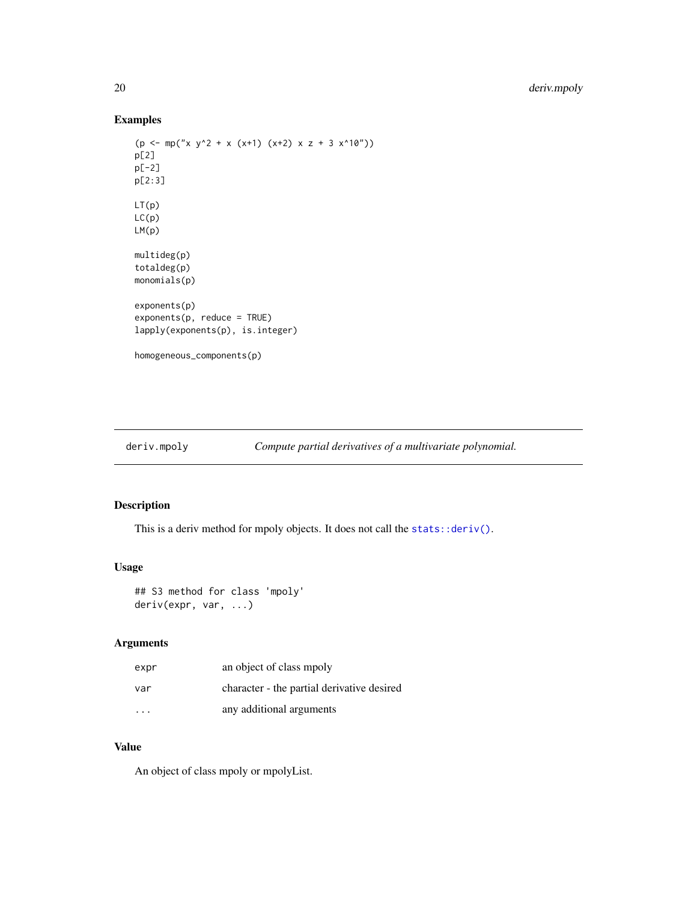## Examples

```
(p <- mp("x y^2 + x (x+1) (x+2) x z + 3 x^10"))
p[2]
p[-2]
p[2:3]

LT(p)
LC(p)
LM(p)

multideg(p)
totaldeg(p)
monomials(p)

exponents(p)
exponents(p, reduce = TRUE)
lapply(exponents(p), is.integer)

homogeneous_components(p)
```

---

# deriv.mpoly — *Compute partial derivatives of a multivariate polynomial.*

---

## Description

This is a deriv method for mpoly objects. It does not call the `stats::deriv()`.

## Usage

```
## S3 method for class 'mpoly'
deriv(expr, var, ...)
```

## Arguments

| | |
|---|---|
| `expr` | an object of class mpoly |
| `var` | character - the partial derivative desired |
| `...` | any additional arguments |

## Value

An object of class mpoly or mpolyList.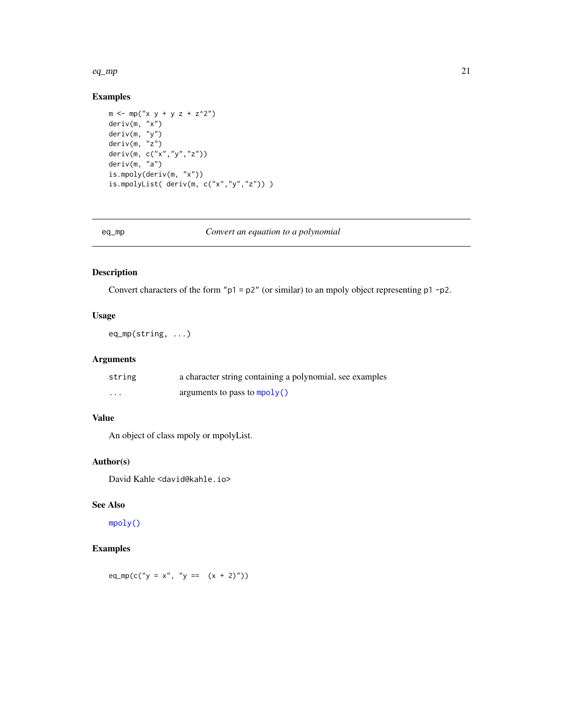### Examples

```
m <- mp("x y + y z + z^2")
deriv(m, "x")
deriv(m, "y")
deriv(m, "z")
deriv(m, c("x","y","z"))
deriv(m, "a")
is.mpoly(deriv(m, "x"))
is.mpolyList( deriv(m, c("x","y","z")) )
```

---

## eq_mp — *Convert an equation to a polynomial*

### Description

Convert characters of the form `"p1 = p2"` (or similar) to an mpoly object representing `p1 -p2`.

### Usage

```
eq_mp(string, ...)
```

### Arguments

| | |
|---|---|
| `string` | a character string containing a polynomial, see examples |
| `...` | arguments to pass to `mpoly()` |

### Value

An object of class mpoly or mpolyList.

### Author(s)

David Kahle <david@kahle.io>

### See Also

`mpoly()`

### Examples

```
eq_mp(c("y = x", "y ==  (x + 2)"))
```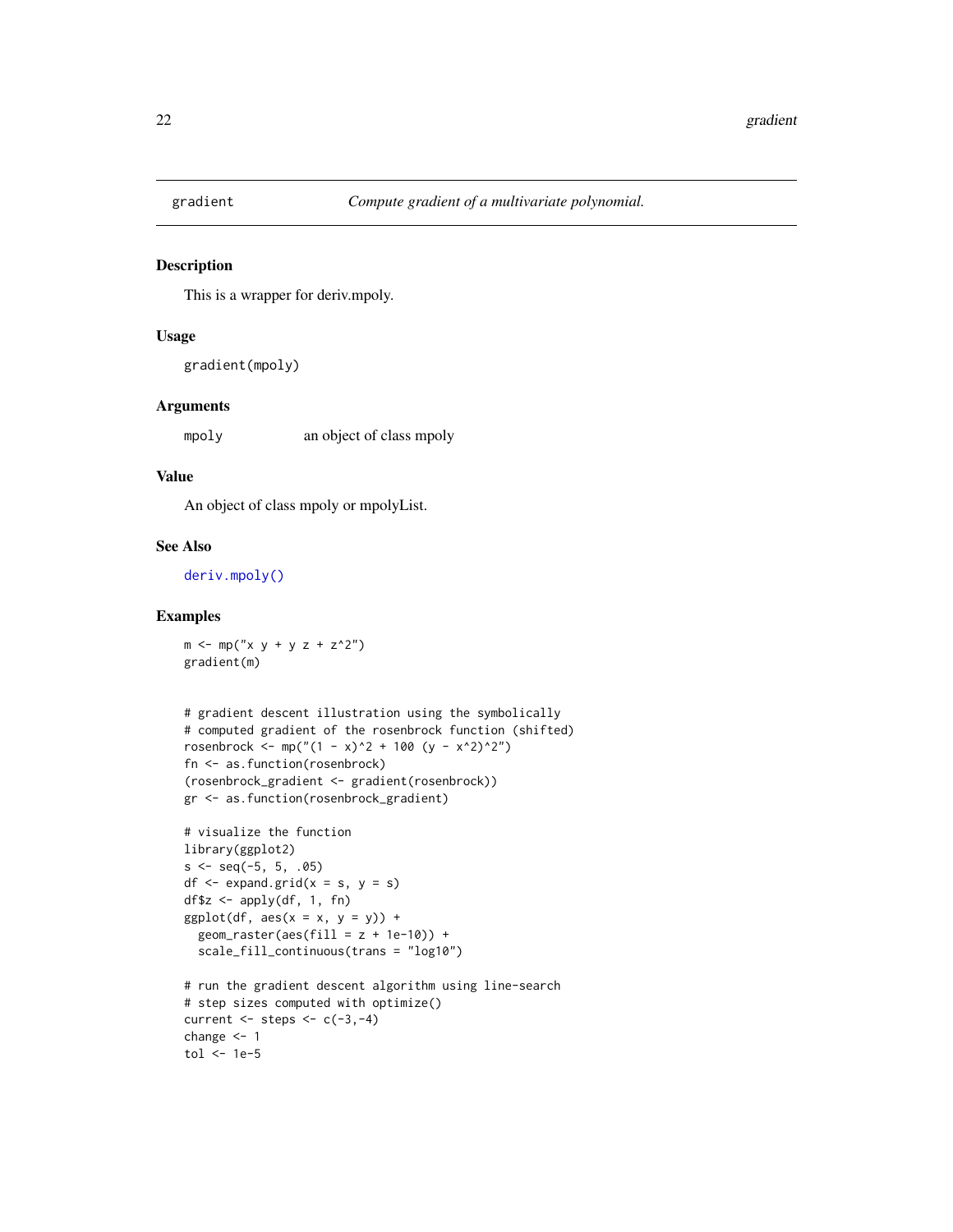## gradient — *Compute gradient of a multivariate polynomial.*

### Description

This is a wrapper for deriv.mpoly.

### Usage

```
gradient(mpoly)
```

### Arguments

| | |
|---|---|
| mpoly | an object of class mpoly |

### Value

An object of class mpoly or mpolyList.

### See Also

deriv.mpoly()

### Examples

```
m <- mp("x y + y z + z^2")
gradient(m)


# gradient descent illustration using the symbolically
# computed gradient of the rosenbrock function (shifted)
rosenbrock <- mp("(1 - x)^2 + 100 (y - x^2)^2")
fn <- as.function(rosenbrock)
(rosenbrock_gradient <- gradient(rosenbrock))
gr <- as.function(rosenbrock_gradient)

# visualize the function
library(ggplot2)
s <- seq(-5, 5, .05)
df <- expand.grid(x = s, y = s)
df$z <- apply(df, 1, fn)
ggplot(df, aes(x = x, y = y)) +
  geom_raster(aes(fill = z + 1e-10)) +
  scale_fill_continuous(trans = "log10")

# run the gradient descent algorithm using line-search
# step sizes computed with optimize()
current <- steps <- c(-3,-4)
change <- 1
tol <- 1e-5
```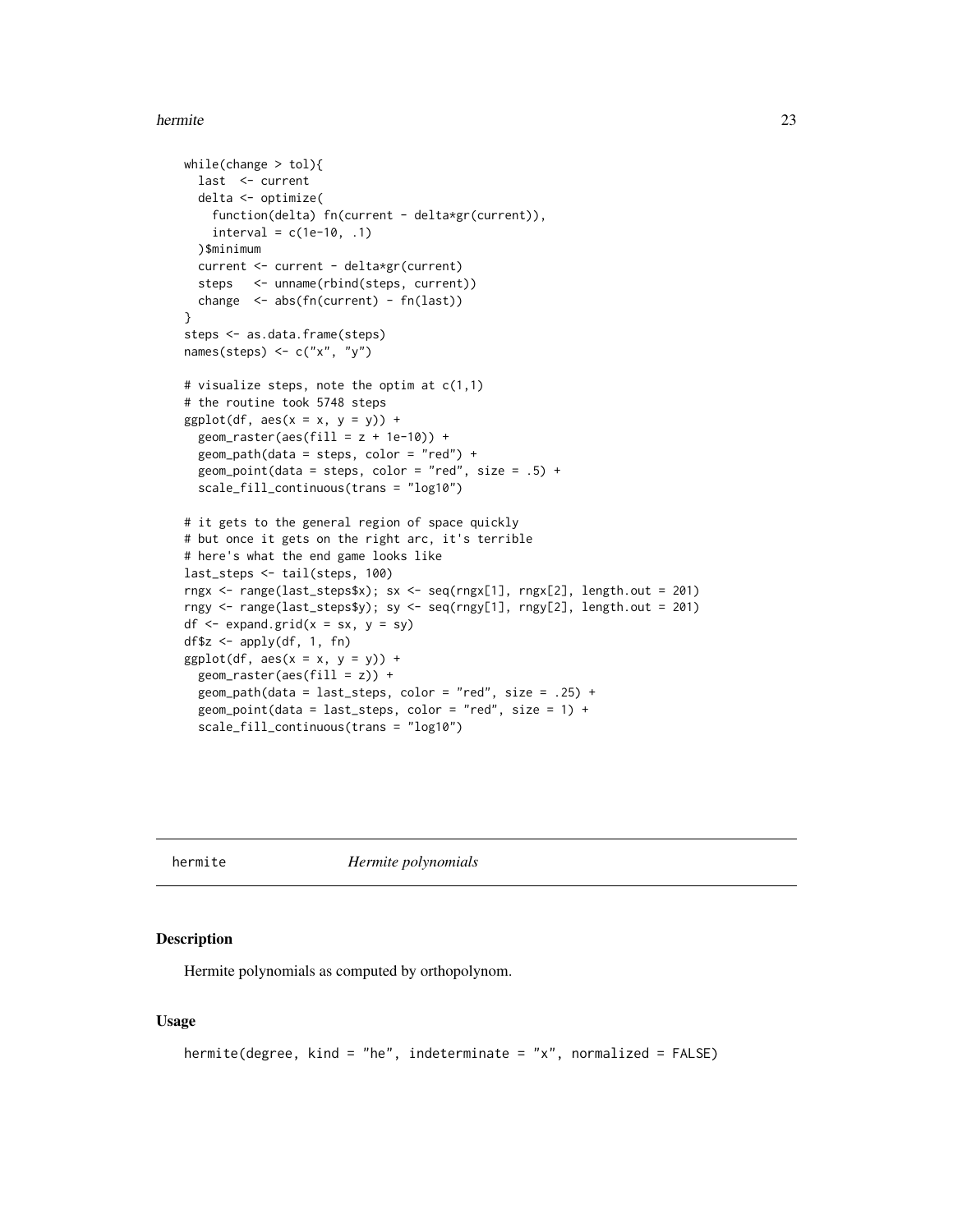```
while(change > tol){
  last  <- current
  delta <- optimize(
    function(delta) fn(current - delta*gr(current)),
    interval = c(1e-10, .1)
  )$minimum
  current <- current - delta*gr(current)
  steps   <- unname(rbind(steps, current))
  change  <- abs(fn(current) - fn(last))
}
steps <- as.data.frame(steps)
names(steps) <- c("x", "y")

# visualize steps, note the optim at c(1,1)
# the routine took 5748 steps
ggplot(df, aes(x = x, y = y)) +
  geom_raster(aes(fill = z + 1e-10)) +
  geom_path(data = steps, color = "red") +
  geom_point(data = steps, color = "red", size = .5) +
  scale_fill_continuous(trans = "log10")

# it gets to the general region of space quickly
# but once it gets on the right arc, it's terrible
# here's what the end game looks like
last_steps <- tail(steps, 100)
rngx <- range(last_steps$x); sx <- seq(rngx[1], rngx[2], length.out = 201)
rngy <- range(last_steps$y); sy <- seq(rngy[1], rngy[2], length.out = 201)
df <- expand.grid(x = sx, y = sy)
df$z <- apply(df, 1, fn)
ggplot(df, aes(x = x, y = y)) +
  geom_raster(aes(fill = z)) +
  geom_path(data = last_steps, color = "red", size = .25) +
  geom_point(data = last_steps, color = "red", size = 1) +
  scale_fill_continuous(trans = "log10")
```

## hermite — *Hermite polynomials*

### Description

Hermite polynomials as computed by orthopolynom.

### Usage

```
hermite(degree, kind = "he", indeterminate = "x", normalized = FALSE)
```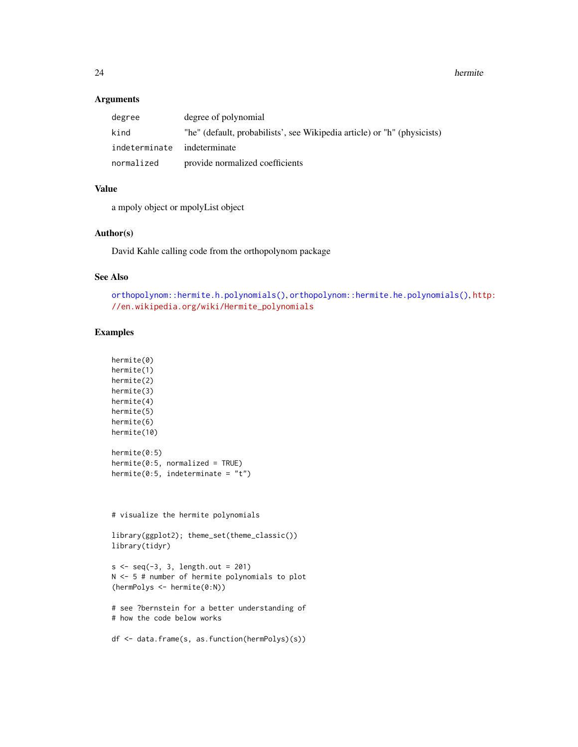## Arguments

| | |
|---|---|
| `degree` | degree of polynomial |
| `kind` | "he" (default, probabilists', see Wikipedia article) or "h" (physicists) |
| `indeterminate` | indeterminate |
| `normalized` | provide normalized coefficients |

## Value

a mpoly object or mpolyList object

## Author(s)

David Kahle calling code from the orthopolynom package

## See Also

`orthopolynom::hermite.h.polynomials()`, `orthopolynom::hermite.he.polynomials()`, `http://en.wikipedia.org/wiki/Hermite_polynomials`

## Examples

```
hermite(0)
hermite(1)
hermite(2)
hermite(3)
hermite(4)
hermite(5)
hermite(6)
hermite(10)

hermite(0:5)
hermite(0:5, normalized = TRUE)
hermite(0:5, indeterminate = "t")



# visualize the hermite polynomials

library(ggplot2); theme_set(theme_classic())
library(tidyr)

s <- seq(-3, 3, length.out = 201)
N <- 5 # number of hermite polynomials to plot
(hermPolys <- hermite(0:N))

# see ?bernstein for a better understanding of
# how the code below works

df <- data.frame(s, as.function(hermPolys)(s))
```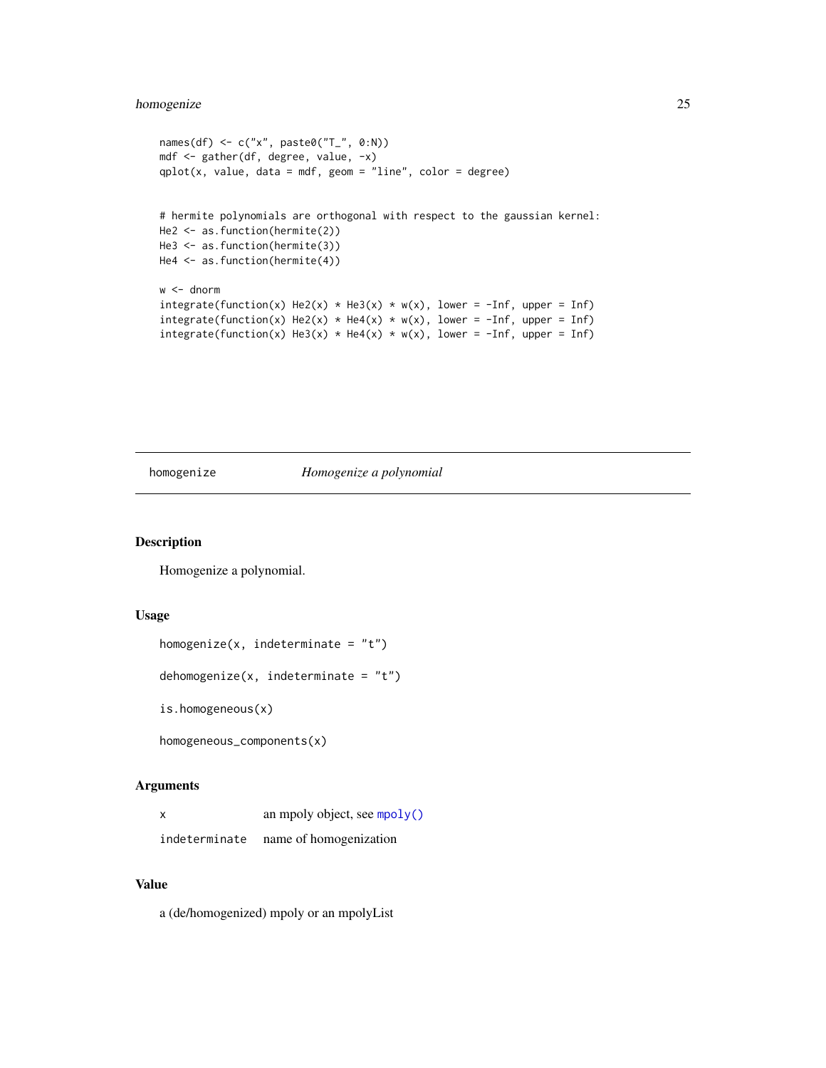```
names(df) <- c("x", paste0("T_", 0:N))
mdf <- gather(df, degree, value, -x)
qplot(x, value, data = mdf, geom = "line", color = degree)


# hermite polynomials are orthogonal with respect to the gaussian kernel:
He2 <- as.function(hermite(2))
He3 <- as.function(hermite(3))
He4 <- as.function(hermite(4))

w <- dnorm
integrate(function(x) He2(x) * He3(x) * w(x), lower = -Inf, upper = Inf)
integrate(function(x) He2(x) * He4(x) * w(x), lower = -Inf, upper = Inf)
integrate(function(x) He3(x) * He4(x) * w(x), lower = -Inf, upper = Inf)
```

## homogenize — *Homogenize a polynomial*

### Description

Homogenize a polynomial.

### Usage

```
homogenize(x, indeterminate = "t")

dehomogenize(x, indeterminate = "t")

is.homogeneous(x)

homogeneous_components(x)
```

### Arguments

| | |
|---|---|
| `x` | an mpoly object, see `mpoly()` |
| `indeterminate` | name of homogenization |

### Value

a (de/homogenized) mpoly or an mpolyList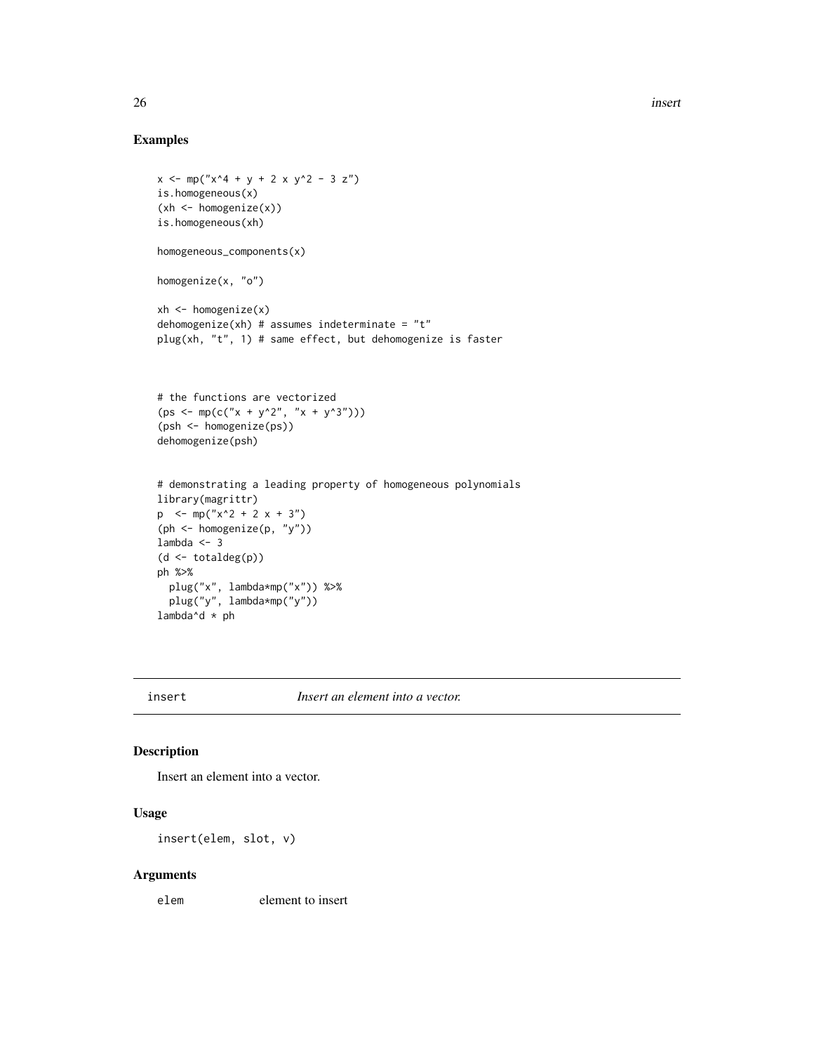## Examples

```
x <- mp("x^4 + y + 2 x y^2 - 3 z")
is.homogeneous(x)
(xh <- homogenize(x))
is.homogeneous(xh)

homogeneous_components(x)

homogenize(x, "o")

xh <- homogenize(x)
dehomogenize(xh) # assumes indeterminate = "t"
plug(xh, "t", 1) # same effect, but dehomogenize is faster



# the functions are vectorized
(ps <- mp(c("x + y^2", "x + y^3")))
(psh <- homogenize(ps))
dehomogenize(psh)


# demonstrating a leading property of homogeneous polynomials
library(magrittr)
p  <- mp("x^2 + 2 x + 3")
(ph <- homogenize(p, "y"))
lambda <- 3
(d <- totaldeg(p))
ph %>%
  plug("x", lambda*mp("x")) %>%
  plug("y", lambda*mp("y"))
lambda^d * ph
```

---

insert — *Insert an element into a vector.*

---

## Description

Insert an element into a vector.

## Usage

```
insert(elem, slot, v)
```

## Arguments

`elem` element to insert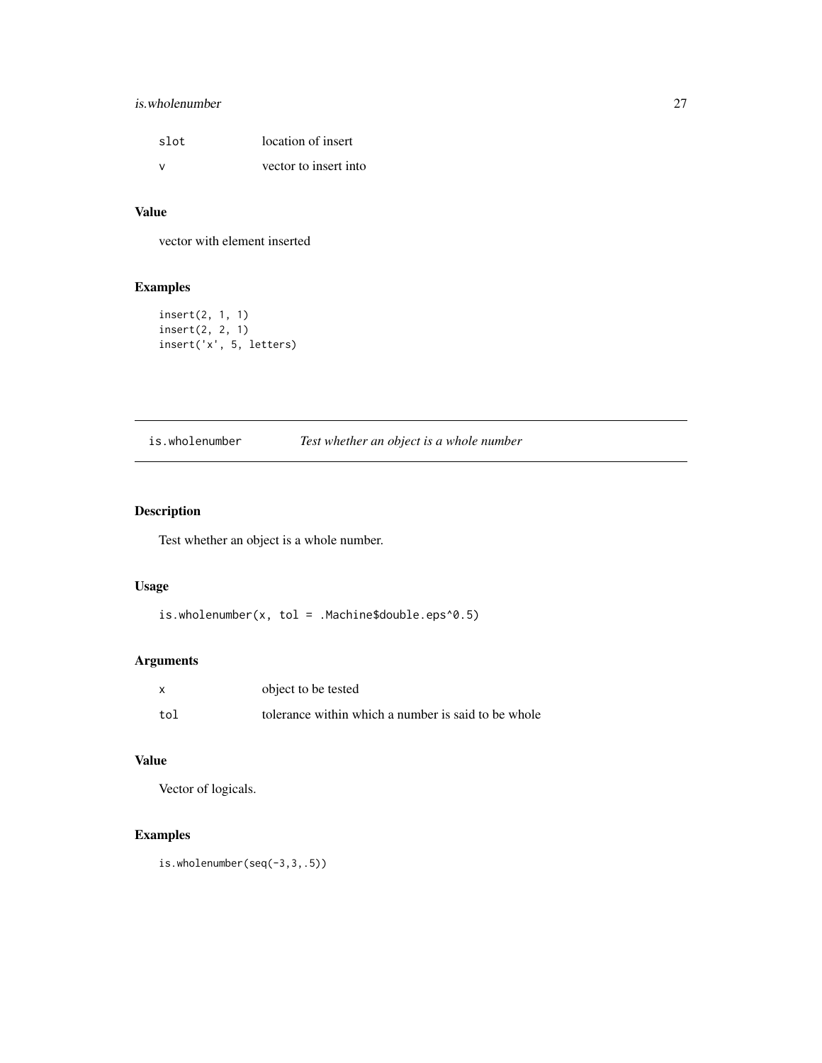| | |
|---|---|
| slot | location of insert |
| v | vector to insert into |

### Value

vector with element inserted

### Examples

```
insert(2, 1, 1)
insert(2, 2, 1)
insert('x', 5, letters)
```

---

## is.wholenumber *Test whether an object is a whole number*

---

### Description

Test whether an object is a whole number.

### Usage

```
is.wholenumber(x, tol = .Machine$double.eps^0.5)
```

### Arguments

| | |
|---|---|
| x | object to be tested |
| tol | tolerance within which a number is said to be whole |

### Value

Vector of logicals.

### Examples

```
is.wholenumber(seq(-3,3,.5))
```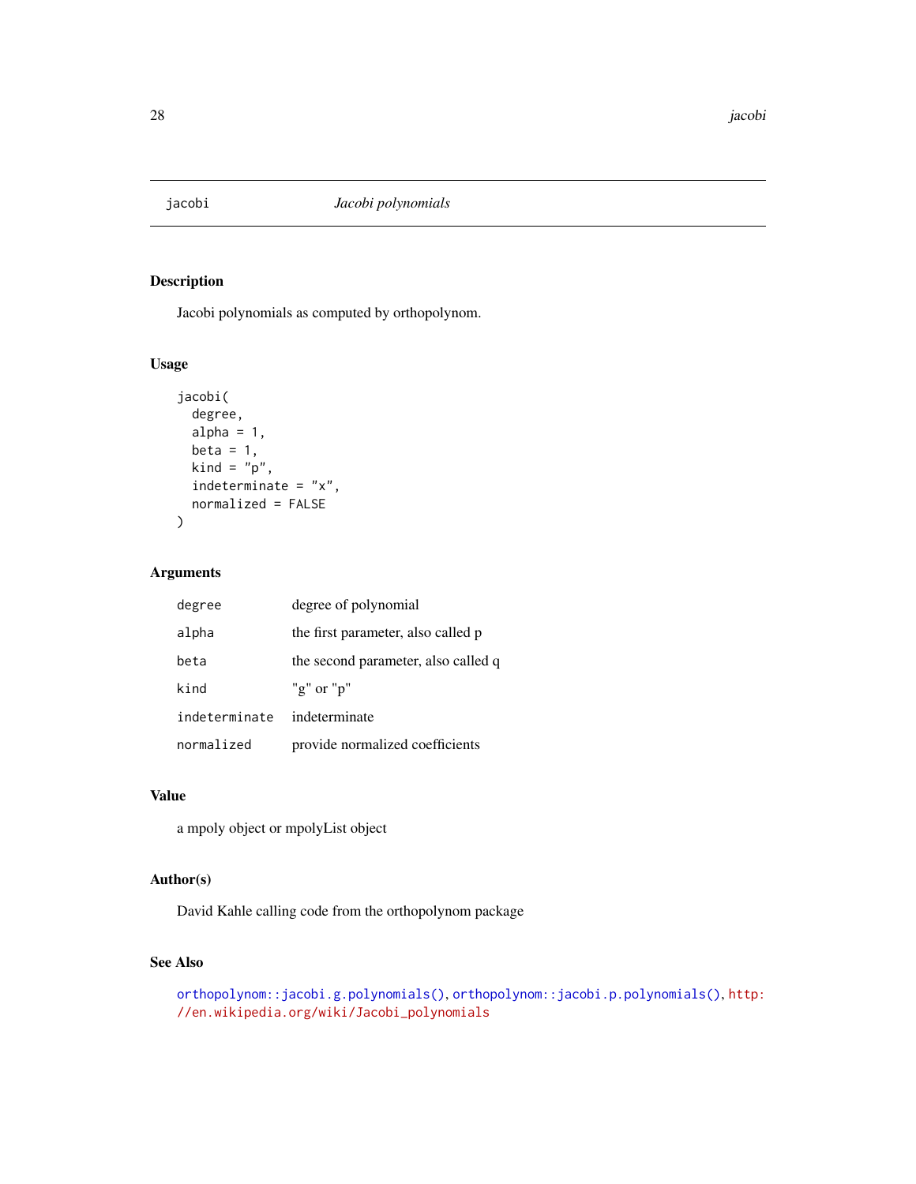jacobi *Jacobi polynomials*

## Description

Jacobi polynomials as computed by orthopolynom.

## Usage

```
jacobi(
  degree,
  alpha = 1,
  beta = 1,
  kind = "p",
  indeterminate = "x",
  normalized = FALSE
)
```

## Arguments

| | |
|---|---|
| `degree` | degree of polynomial |
| `alpha` | the first parameter, also called p |
| `beta` | the second parameter, also called q |
| `kind` | "g" or "p" |
| `indeterminate` | indeterminate |
| `normalized` | provide normalized coefficients |

## Value

a mpoly object or mpolyList object

## Author(s)

David Kahle calling code from the orthopolynom package

## See Also

`orthopolynom::jacobi.g.polynomials()`, `orthopolynom::jacobi.p.polynomials()`, `http://en.wikipedia.org/wiki/Jacobi_polynomials`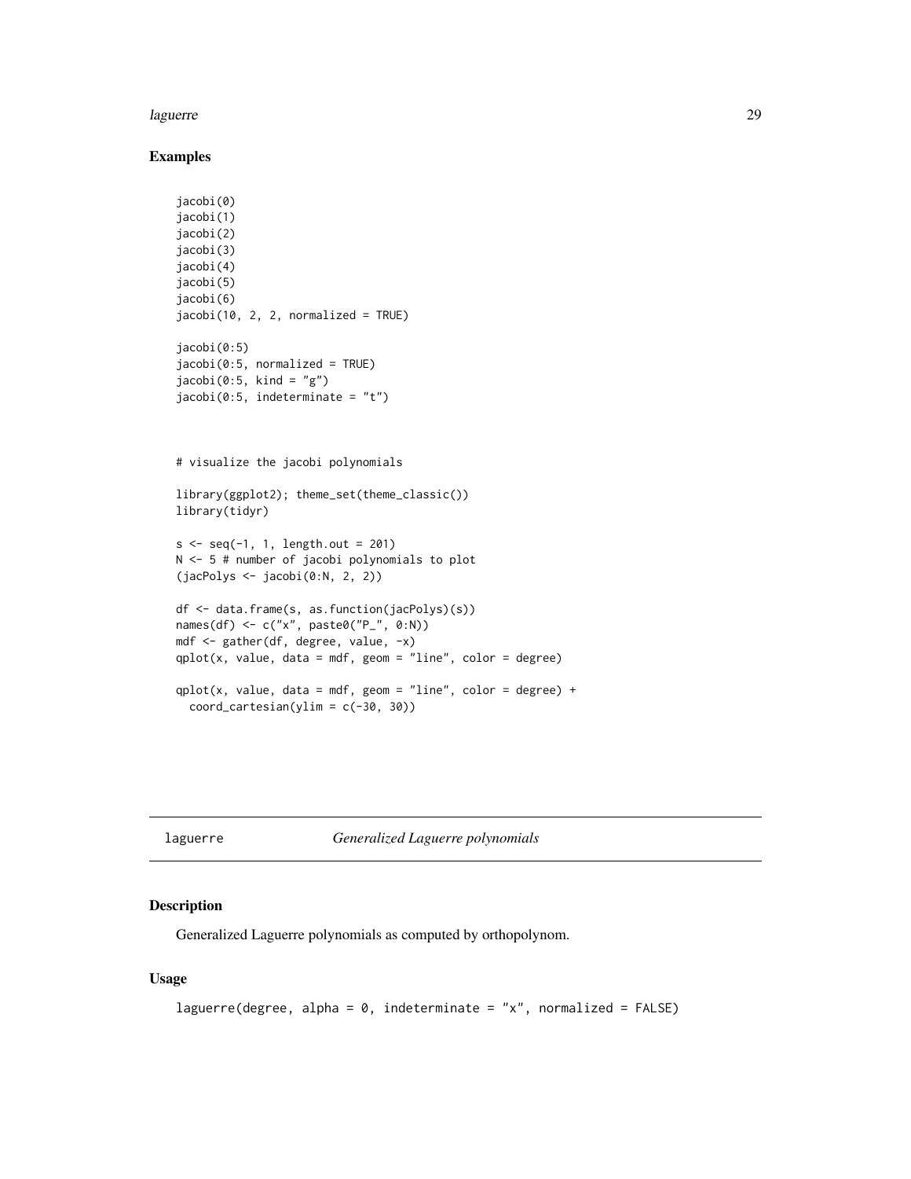## Examples

```
jacobi(0)
jacobi(1)
jacobi(2)
jacobi(3)
jacobi(4)
jacobi(5)
jacobi(6)
jacobi(10, 2, 2, normalized = TRUE)

jacobi(0:5)
jacobi(0:5, normalized = TRUE)
jacobi(0:5, kind = "g")
jacobi(0:5, indeterminate = "t")



# visualize the jacobi polynomials

library(ggplot2); theme_set(theme_classic())
library(tidyr)

s <- seq(-1, 1, length.out = 201)
N <- 5 # number of jacobi polynomials to plot
(jacPolys <- jacobi(0:N, 2, 2))

df <- data.frame(s, as.function(jacPolys)(s))
names(df) <- c("x", paste0("P_", 0:N))
mdf <- gather(df, degree, value, -x)
qplot(x, value, data = mdf, geom = "line", color = degree)

qplot(x, value, data = mdf, geom = "line", color = degree) +
  coord_cartesian(ylim = c(-30, 30))
```

---

# laguerre *Generalized Laguerre polynomials*

## Description

Generalized Laguerre polynomials as computed by orthopolynom.

## Usage

```
laguerre(degree, alpha = 0, indeterminate = "x", normalized = FALSE)
```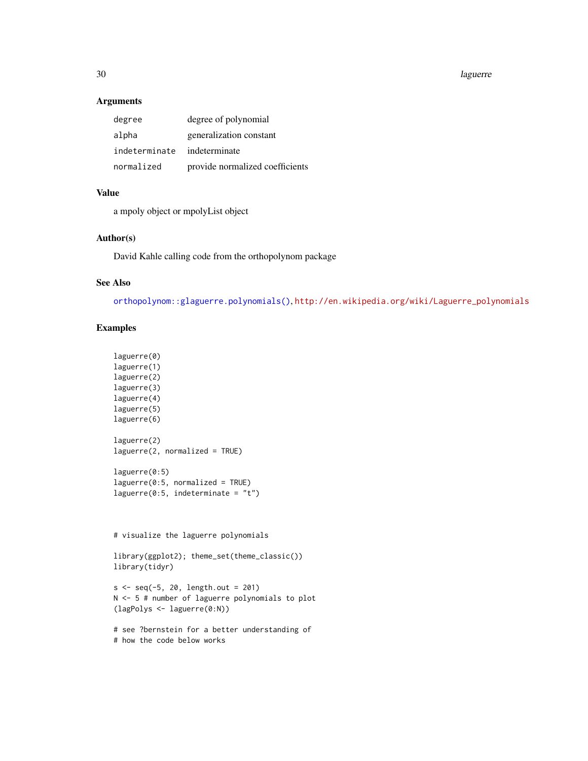## Arguments

| | |
|---|---|
| degree | degree of polynomial |
| alpha | generalization constant |
| indeterminate | indeterminate |
| normalized | provide normalized coefficients |

## Value

a mpoly object or mpolyList object

## Author(s)

David Kahle calling code from the orthopolynom package

## See Also

orthopolynom::glaguerre.polynomials(), http://en.wikipedia.org/wiki/Laguerre_polynomials

## Examples

```
laguerre(0)
laguerre(1)
laguerre(2)
laguerre(3)
laguerre(4)
laguerre(5)
laguerre(6)

laguerre(2)
laguerre(2, normalized = TRUE)

laguerre(0:5)
laguerre(0:5, normalized = TRUE)
laguerre(0:5, indeterminate = "t")



# visualize the laguerre polynomials

library(ggplot2); theme_set(theme_classic())
library(tidyr)

s <- seq(-5, 20, length.out = 201)
N <- 5 # number of laguerre polynomials to plot
(lagPolys <- laguerre(0:N))

# see ?bernstein for a better understanding of
# how the code below works
```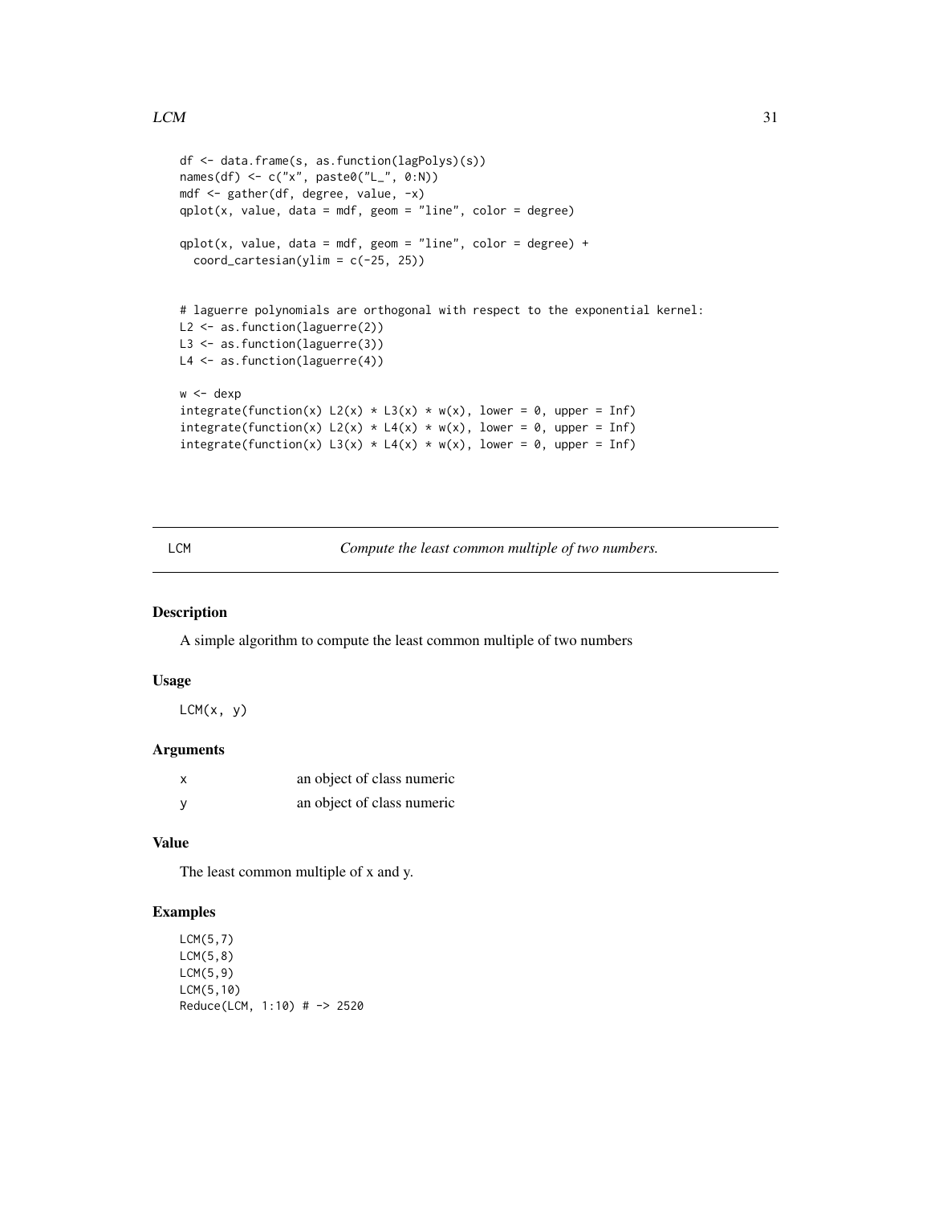```
df <- data.frame(s, as.function(lagPolys)(s))
names(df) <- c("x", paste0("L_", 0:N))
mdf <- gather(df, degree, value, -x)
qplot(x, value, data = mdf, geom = "line", color = degree)

qplot(x, value, data = mdf, geom = "line", color = degree) +
  coord_cartesian(ylim = c(-25, 25))


# laguerre polynomials are orthogonal with respect to the exponential kernel:
L2 <- as.function(laguerre(2))
L3 <- as.function(laguerre(3))
L4 <- as.function(laguerre(4))

w <- dexp
integrate(function(x) L2(x) * L3(x) * w(x), lower = 0, upper = Inf)
integrate(function(x) L2(x) * L4(x) * w(x), lower = 0, upper = Inf)
integrate(function(x) L3(x) * L4(x) * w(x), lower = 0, upper = Inf)
```

---

## LCM — *Compute the least common multiple of two numbers.*

### Description

A simple algorithm to compute the least common multiple of two numbers

### Usage

```
LCM(x, y)
```

### Arguments

| | |
|---|---|
| x | an object of class numeric |
| y | an object of class numeric |

### Value

The least common multiple of x and y.

### Examples

```
LCM(5,7)
LCM(5,8)
LCM(5,9)
LCM(5,10)
Reduce(LCM, 1:10) # -> 2520
```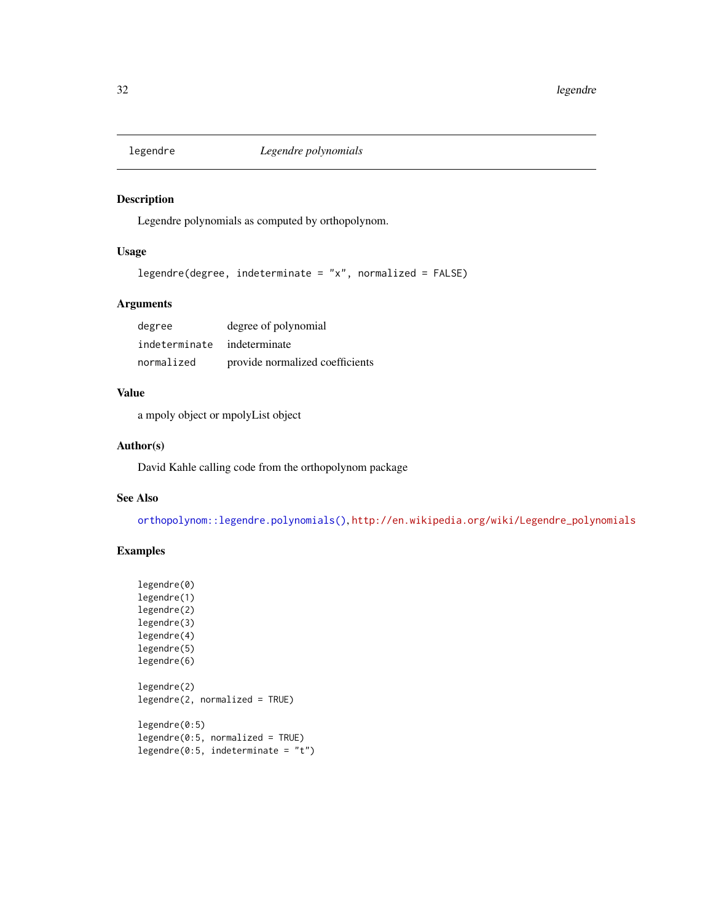legendre *Legendre polynomials*

## Description

Legendre polynomials as computed by orthopolynom.

## Usage

```
legendre(degree, indeterminate = "x", normalized = FALSE)
```

## Arguments

| | |
|---|---|
| degree | degree of polynomial |
| indeterminate | indeterminate |
| normalized | provide normalized coefficients |

## Value

a mpoly object or mpolyList object

## Author(s)

David Kahle calling code from the orthopolynom package

## See Also

orthopolynom::legendre.polynomials(), http://en.wikipedia.org/wiki/Legendre_polynomials

## Examples

```
legendre(0)
legendre(1)
legendre(2)
legendre(3)
legendre(4)
legendre(5)
legendre(6)

legendre(2)
legendre(2, normalized = TRUE)

legendre(0:5)
legendre(0:5, normalized = TRUE)
legendre(0:5, indeterminate = "t")
```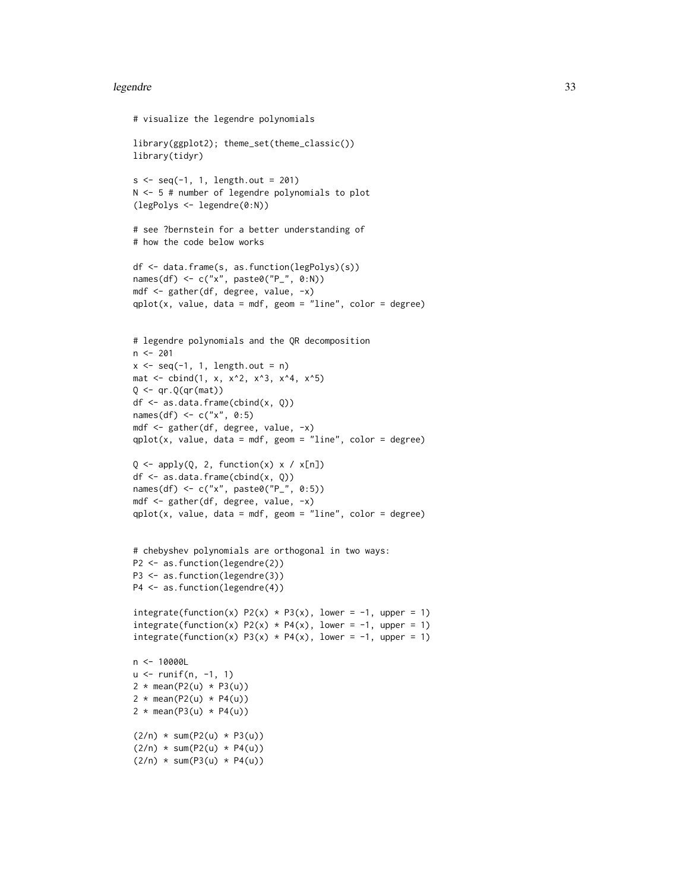```
# visualize the legendre polynomials

library(ggplot2); theme_set(theme_classic())
library(tidyr)

s <- seq(-1, 1, length.out = 201)
N <- 5 # number of legendre polynomials to plot
(legPolys <- legendre(0:N))

# see ?bernstein for a better understanding of
# how the code below works

df <- data.frame(s, as.function(legPolys)(s))
names(df) <- c("x", paste0("P_", 0:N))
mdf <- gather(df, degree, value, -x)
qplot(x, value, data = mdf, geom = "line", color = degree)


# legendre polynomials and the QR decomposition
n <- 201
x <- seq(-1, 1, length.out = n)
mat <- cbind(1, x, x^2, x^3, x^4, x^5)
Q <- qr.Q(qr(mat))
df <- as.data.frame(cbind(x, Q))
names(df) <- c("x", 0:5)
mdf <- gather(df, degree, value, -x)
qplot(x, value, data = mdf, geom = "line", color = degree)

Q <- apply(Q, 2, function(x) x / x[n])
df <- as.data.frame(cbind(x, Q))
names(df) <- c("x", paste0("P_", 0:5))
mdf <- gather(df, degree, value, -x)
qplot(x, value, data = mdf, geom = "line", color = degree)


# chebyshev polynomials are orthogonal in two ways:
P2 <- as.function(legendre(2))
P3 <- as.function(legendre(3))
P4 <- as.function(legendre(4))

integrate(function(x) P2(x) * P3(x), lower = -1, upper = 1)
integrate(function(x) P2(x) * P4(x), lower = -1, upper = 1)
integrate(function(x) P3(x) * P4(x), lower = -1, upper = 1)

n <- 10000L
u <- runif(n, -1, 1)
2 * mean(P2(u) * P3(u))
2 * mean(P2(u) * P4(u))
2 * mean(P3(u) * P4(u))

(2/n) * sum(P2(u) * P3(u))
(2/n) * sum(P2(u) * P4(u))
(2/n) * sum(P3(u) * P4(u))
```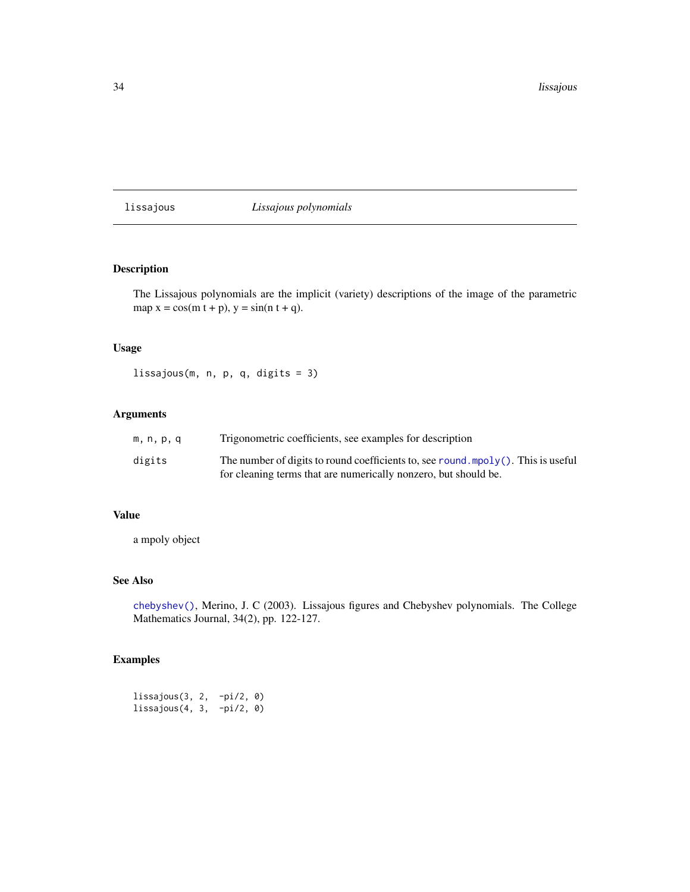## lissajous — *Lissajous polynomials*

### Description

The Lissajous polynomials are the implicit (variety) descriptions of the image of the parametric map x = cos(m t + p), y = sin(n t + q).

### Usage

```
lissajous(m, n, p, q, digits = 3)
```

### Arguments

| | |
|---|---|
| m, n, p, q | Trigonometric coefficients, see examples for description |
| digits | The number of digits to round coefficients to, see round.mpoly(). This is useful for cleaning terms that are numerically nonzero, but should be. |

### Value

a mpoly object

### See Also

chebyshev(), Merino, J. C (2003). Lissajous figures and Chebyshev polynomials. The College Mathematics Journal, 34(2), pp. 122-127.

### Examples

```
lissajous(3, 2,  -pi/2, 0)
lissajous(4, 3,  -pi/2, 0)
```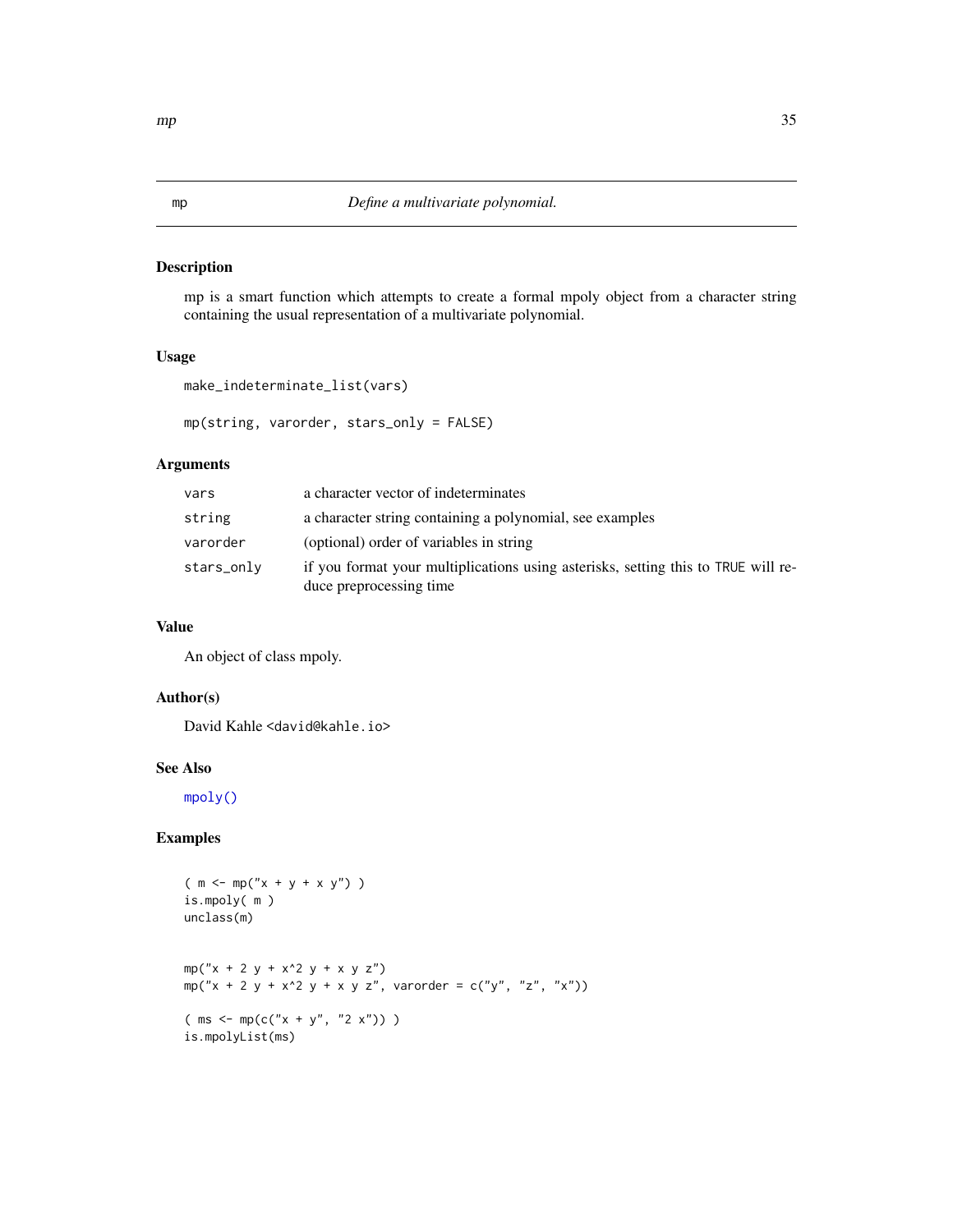# mp — *Define a multivariate polynomial.*

## Description

mp is a smart function which attempts to create a formal mpoly object from a character string containing the usual representation of a multivariate polynomial.

## Usage

```
make_indeterminate_list(vars)

mp(string, varorder, stars_only = FALSE)
```

## Arguments

| | |
|---|---|
| vars | a character vector of indeterminates |
| string | a character string containing a polynomial, see examples |
| varorder | (optional) order of variables in string |
| stars_only | if you format your multiplications using asterisks, setting this to TRUE will reduce preprocessing time |

## Value

An object of class mpoly.

## Author(s)

David Kahle <david@kahle.io>

## See Also

mpoly()

## Examples

```
( m <- mp("x + y + x y") )
is.mpoly( m )
unclass(m)


mp("x + 2 y + x^2 y + x y z")
mp("x + 2 y + x^2 y + x y z", varorder = c("y", "z", "x"))

( ms <- mp(c("x + y", "2 x")) )
is.mpolyList(ms)
```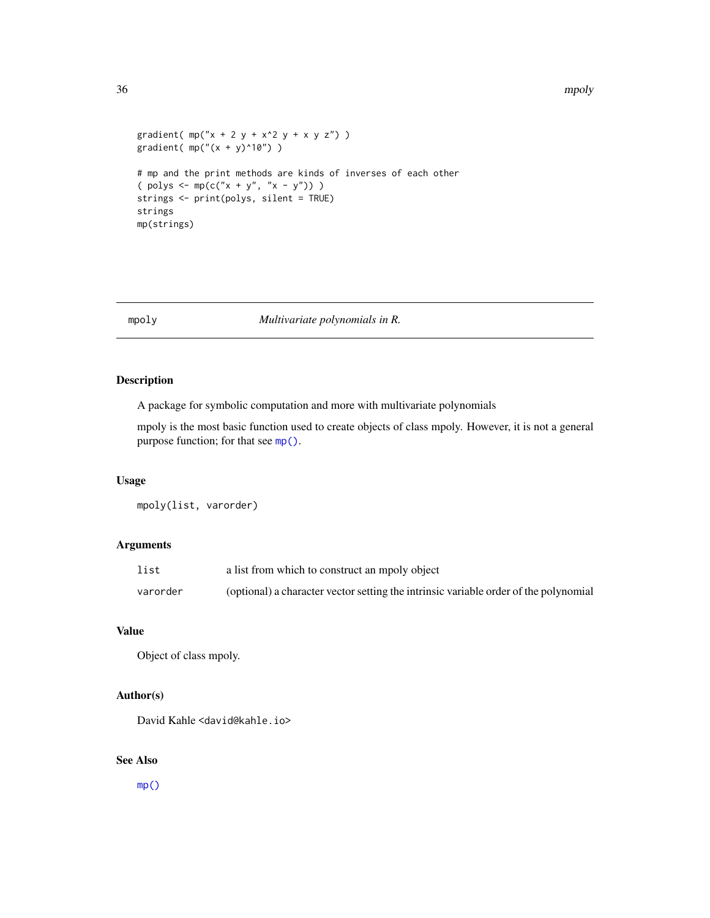```
gradient( mp("x + 2 y + x^2 y + x y z") )
gradient( mp("(x + y)^10") )

# mp and the print methods are kinds of inverses of each other
( polys <- mp(c("x + y", "x - y")) )
strings <- print(polys, silent = TRUE)
strings
mp(strings)
```

---

## mpoly — *Multivariate polynomials in R.*

### Description

A package for symbolic computation and more with multivariate polynomials

mpoly is the most basic function used to create objects of class mpoly. However, it is not a general purpose function; for that see `mp()`.

### Usage

```
mpoly(list, varorder)
```

### Arguments

| Argument | Description |
|---|---|
| `list` | a list from which to construct an mpoly object |
| `varorder` | (optional) a character vector setting the intrinsic variable order of the polynomial |

### Value

Object of class mpoly.

### Author(s)

David Kahle <david@kahle.io>

### See Also

`mp()`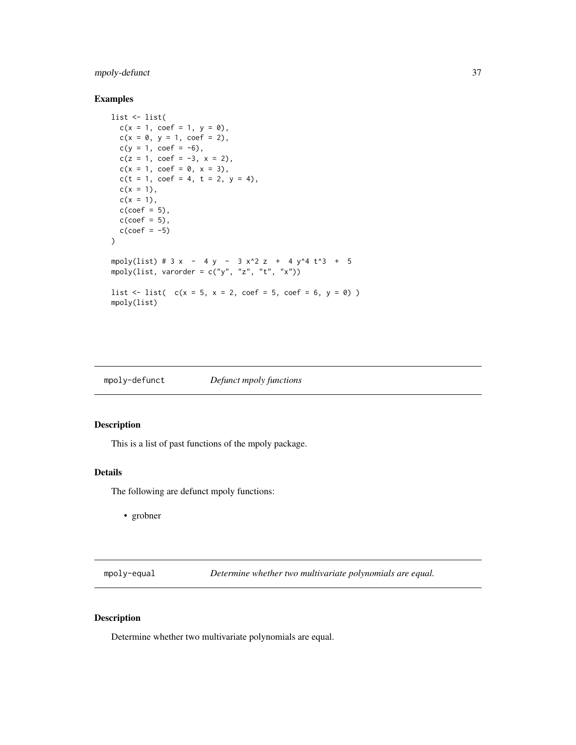### Examples

```
list <- list(
  c(x = 1, coef = 1, y = 0),
  c(x = 0, y = 1, coef = 2),
  c(y = 1, coef = -6),
  c(z = 1, coef = -3, x = 2),
  c(x = 1, coef = 0, x = 3),
  c(t = 1, coef = 4, t = 2, y = 4),
  c(x = 1),
  c(x = 1),
  c(coef = 5),
  c(coef = 5),
  c(coef = -5)
)

mpoly(list) # 3 x  -  4 y  -  3 x^2 z  +  4 y^4 t^3  +  5
mpoly(list, varorder = c("y", "z", "t", "x"))

list <- list(  c(x = 5, x = 2, coef = 5, coef = 6, y = 0) )
mpoly(list)
```

## mpoly-defunct — *Defunct mpoly functions*

### Description

This is a list of past functions of the mpoly package.

### Details

The following are defunct mpoly functions:

- grobner

## mpoly-equal — *Determine whether two multivariate polynomials are equal.*

### Description

Determine whether two multivariate polynomials are equal.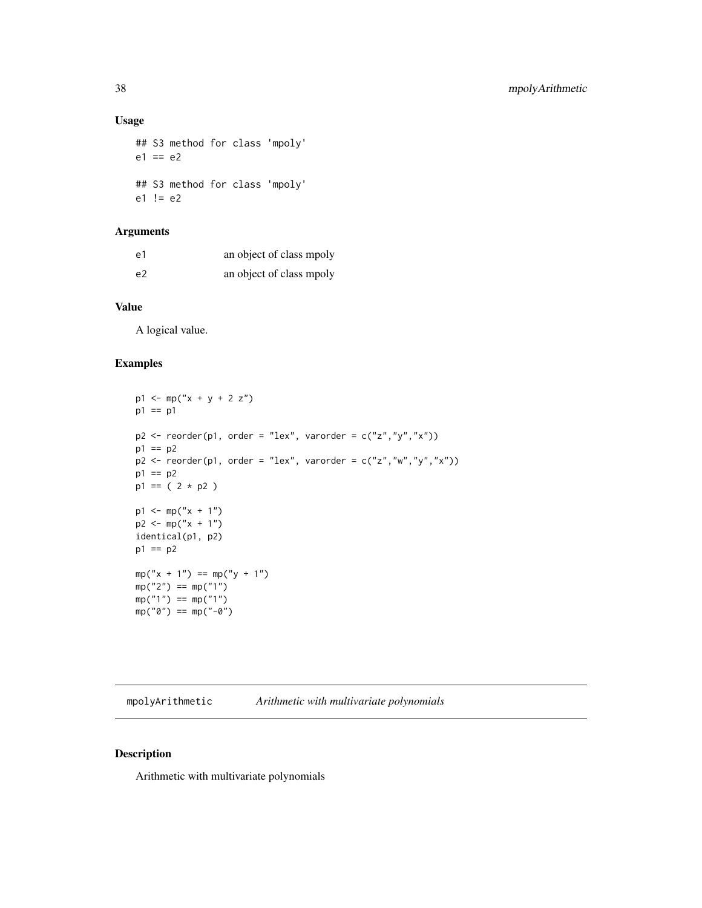## Usage

```
## S3 method for class 'mpoly'
e1 == e2

## S3 method for class 'mpoly'
e1 != e2
```

## Arguments

| | |
|---|---|
| e1 | an object of class mpoly |
| e2 | an object of class mpoly |

## Value

A logical value.

## Examples

```
p1 <- mp("x + y + 2 z")
p1 == p1

p2 <- reorder(p1, order = "lex", varorder = c("z","y","x"))
p1 == p2
p2 <- reorder(p1, order = "lex", varorder = c("z","w","y","x"))
p1 == p2
p1 == ( 2 * p2 )

p1 <- mp("x + 1")
p2 <- mp("x + 1")
identical(p1, p2)
p1 == p2

mp("x + 1") == mp("y + 1")
mp("2") == mp("1")
mp("1") == mp("1")
mp("0") == mp("-0")
```

---

# mpolyArithmetic *Arithmetic with multivariate polynomials*

## Description

Arithmetic with multivariate polynomials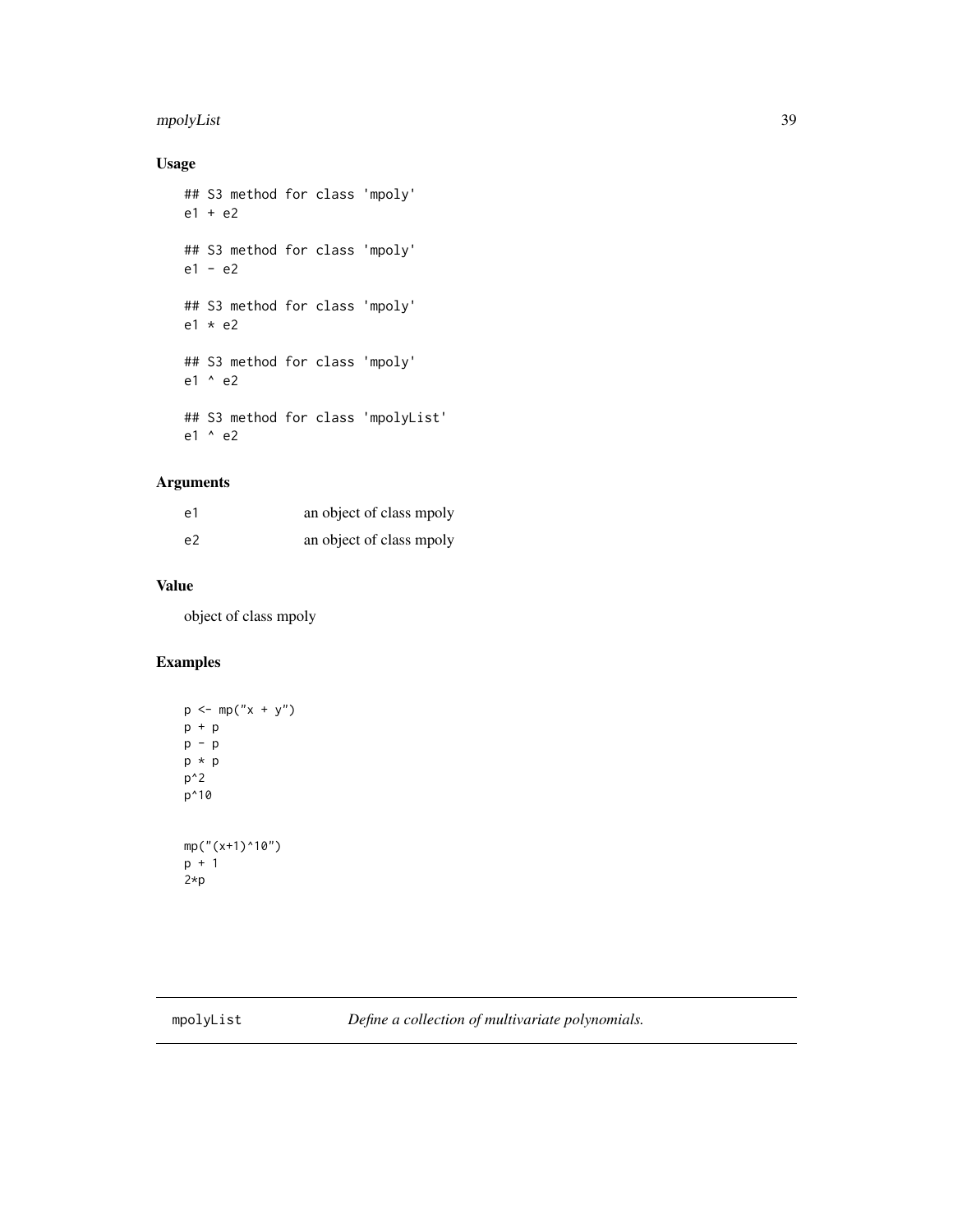## Usage

```
## S3 method for class 'mpoly'
e1 + e2

## S3 method for class 'mpoly'
e1 - e2

## S3 method for class 'mpoly'
e1 * e2

## S3 method for class 'mpoly'
e1 ^ e2

## S3 method for class 'mpolyList'
e1 ^ e2
```

## Arguments

| | |
|---|---|
| e1 | an object of class mpoly |
| e2 | an object of class mpoly |

## Value

object of class mpoly

## Examples

```
p <- mp("x + y")
p + p
p - p
p * p
p^2
p^10


mp("(x+1)^10")
p + 1
2*p
```

---

# mpolyList — *Define a collection of multivariate polynomials.*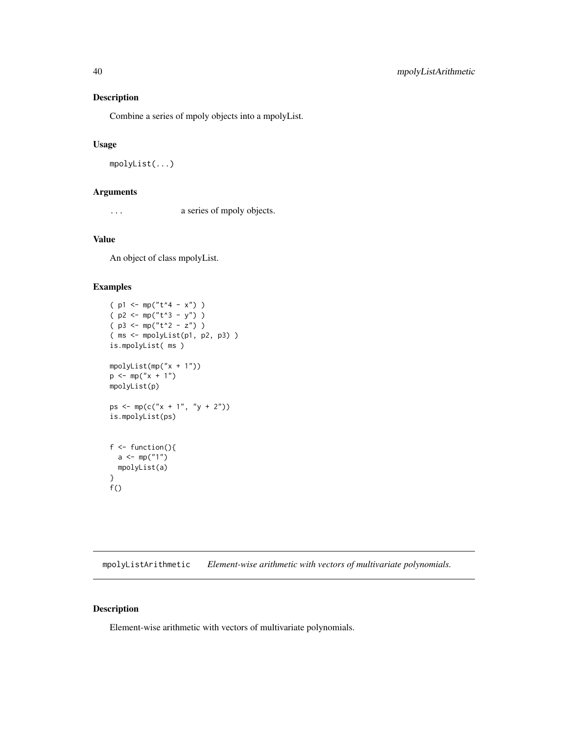## Description

Combine a series of mpoly objects into a mpolyList.

## Usage

```
mpolyList(...)
```

## Arguments

... a series of mpoly objects.

## Value

An object of class mpolyList.

## Examples

```
( p1 <- mp("t^4 - x") )
( p2 <- mp("t^3 - y") )
( p3 <- mp("t^2 - z") )
( ms <- mpolyList(p1, p2, p3) )
is.mpolyList( ms )

mpolyList(mp("x + 1"))
p <- mp("x + 1")
mpolyList(p)

ps <- mp(c("x + 1", "y + 2"))
is.mpolyList(ps)


f <- function(){
  a <- mp("1")
  mpolyList(a)
}
f()
```

---

# mpolyListArithmetic *Element-wise arithmetic with vectors of multivariate polynomials.*

## Description

Element-wise arithmetic with vectors of multivariate polynomials.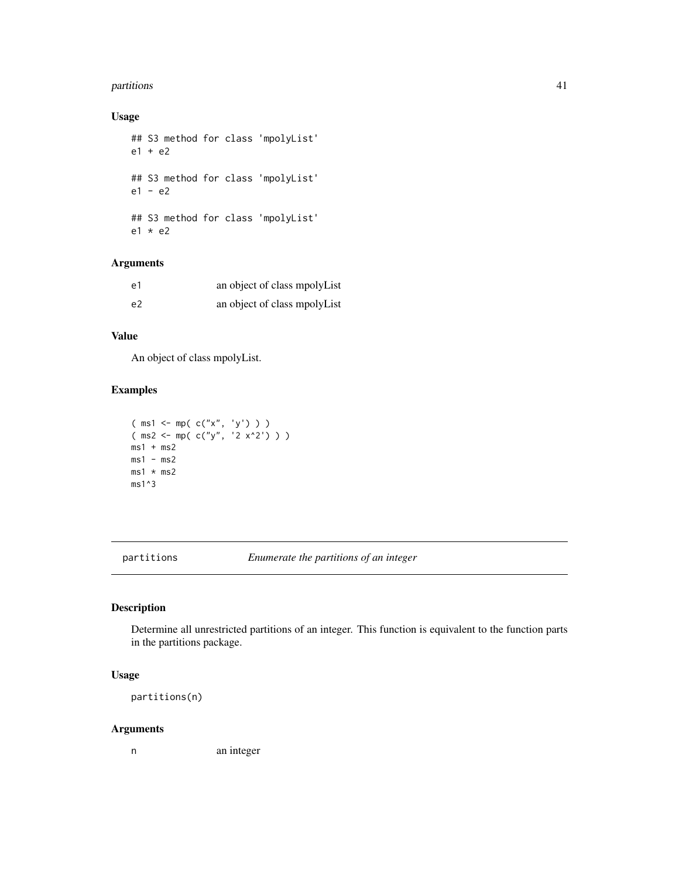## Usage

```
## S3 method for class 'mpolyList'
e1 + e2

## S3 method for class 'mpolyList'
e1 - e2

## S3 method for class 'mpolyList'
e1 * e2
```

## Arguments

| | |
|---|---|
| e1 | an object of class mpolyList |
| e2 | an object of class mpolyList |

## Value

An object of class mpolyList.

## Examples

```
( ms1 <- mp( c("x", 'y') ) )
( ms2 <- mp( c("y", '2 x^2') ) )
ms1 + ms2
ms1 - ms2
ms1 * ms2
ms1^3
```

---

# partitions — *Enumerate the partitions of an integer*

## Description

Determine all unrestricted partitions of an integer. This function is equivalent to the function parts in the partitions package.

## Usage

```
partitions(n)
```

## Arguments

| | |
|---|---|
| n | an integer |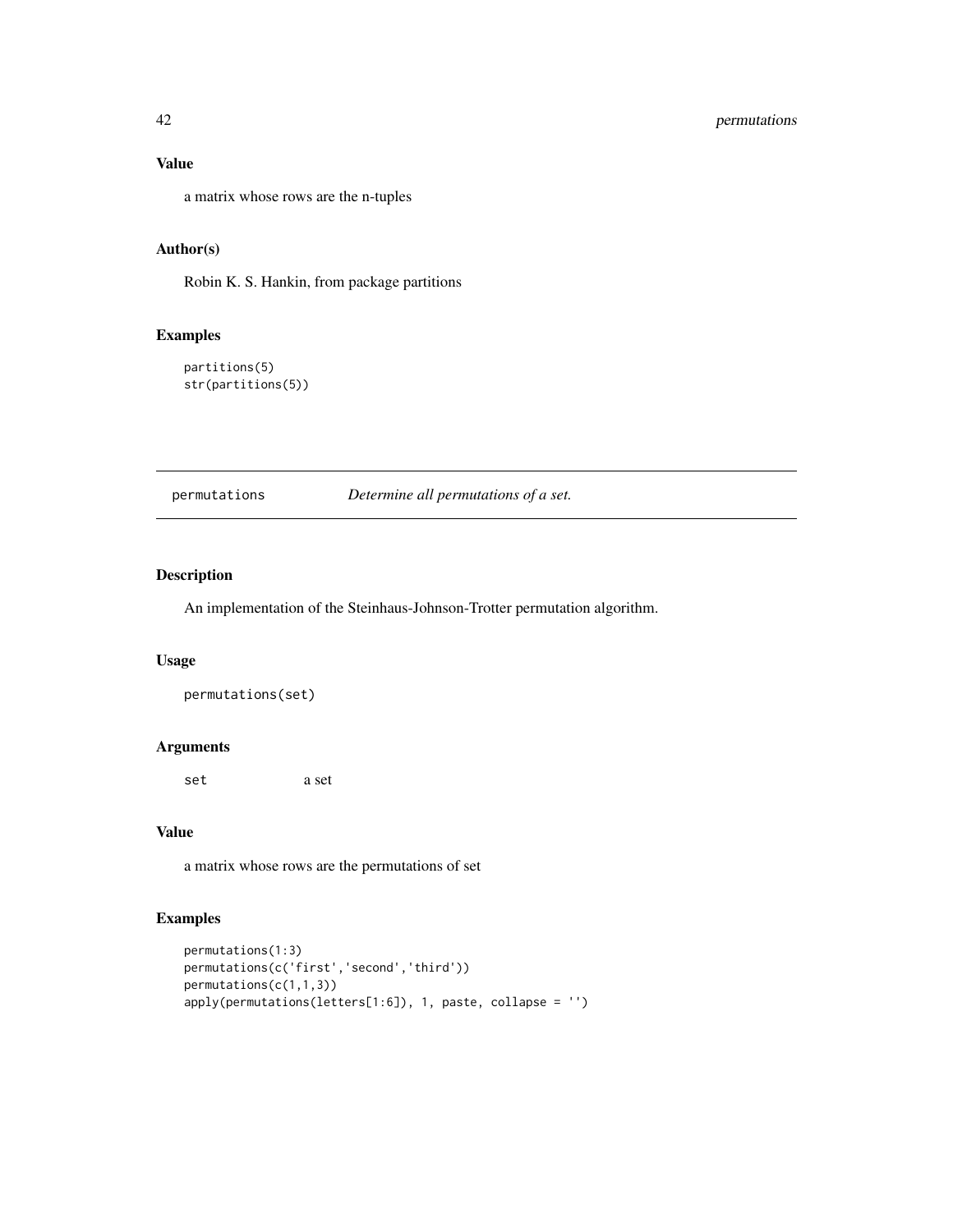### Value

a matrix whose rows are the n-tuples

### Author(s)

Robin K. S. Hankin, from package partitions

### Examples

```
partitions(5)
str(partitions(5))
```

## permutations — *Determine all permutations of a set.*

### Description

An implementation of the Steinhaus-Johnson-Trotter permutation algorithm.

### Usage

```
permutations(set)
```

### Arguments

| | |
|---|---|
| `set` | a set |

### Value

a matrix whose rows are the permutations of set

### Examples

```
permutations(1:3)
permutations(c('first','second','third'))
permutations(c(1,1,3))
apply(permutations(letters[1:6]), 1, paste, collapse = '')
```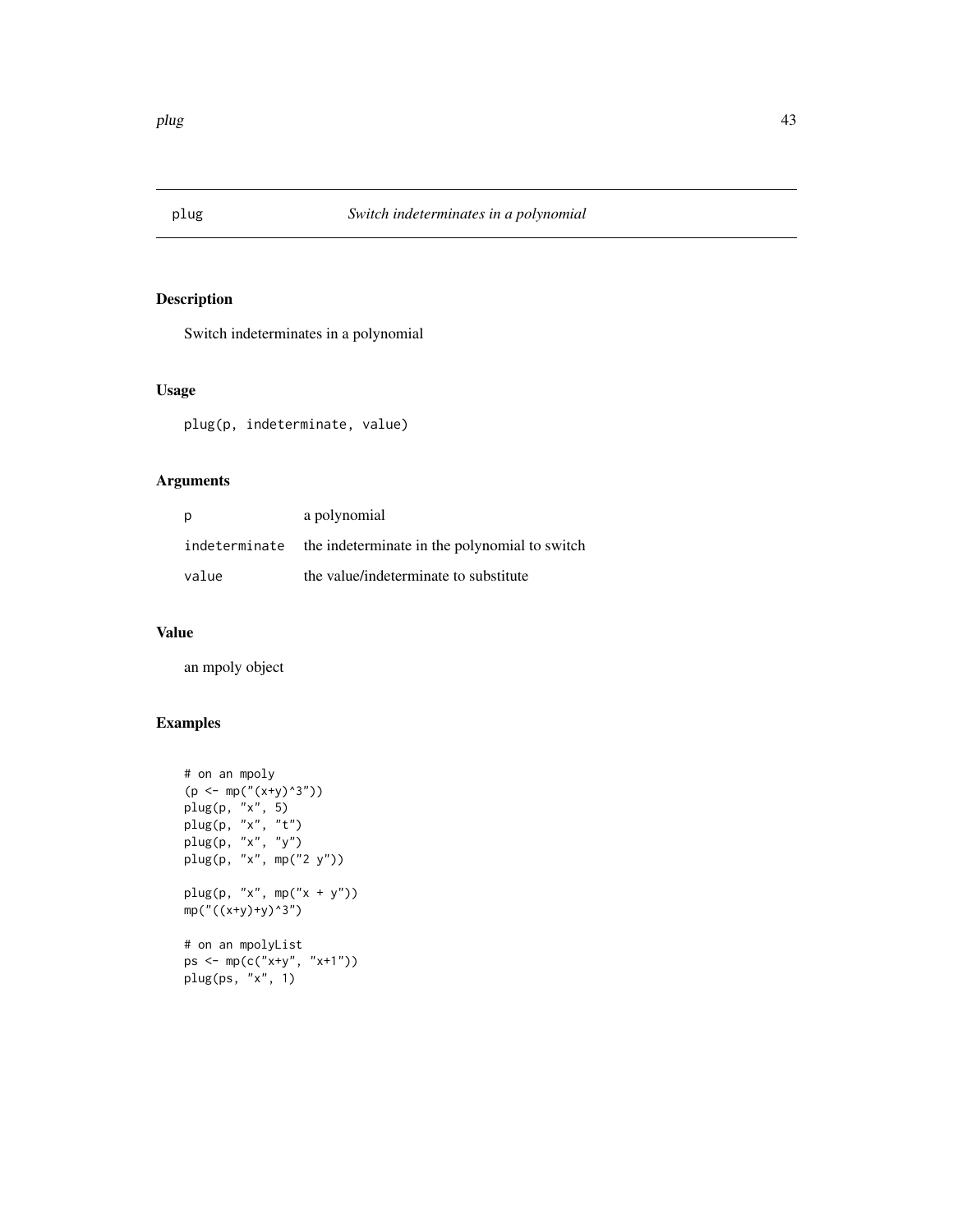# plug — *Switch indeterminates in a polynomial*

## Description

Switch indeterminates in a polynomial

## Usage

```
plug(p, indeterminate, value)
```

## Arguments

| | |
|---|---|
| p | a polynomial |
| indeterminate | the indeterminate in the polynomial to switch |
| value | the value/indeterminate to substitute |

## Value

an mpoly object

## Examples

```
# on an mpoly
(p <- mp("(x+y)^3"))
plug(p, "x", 5)
plug(p, "x", "t")
plug(p, "x", "y")
plug(p, "x", mp("2 y"))

plug(p, "x", mp("x + y"))
mp("((x+y)+y)^3")

# on an mpolyList
ps <- mp(c("x+y", "x+1"))
plug(ps, "x", 1)
```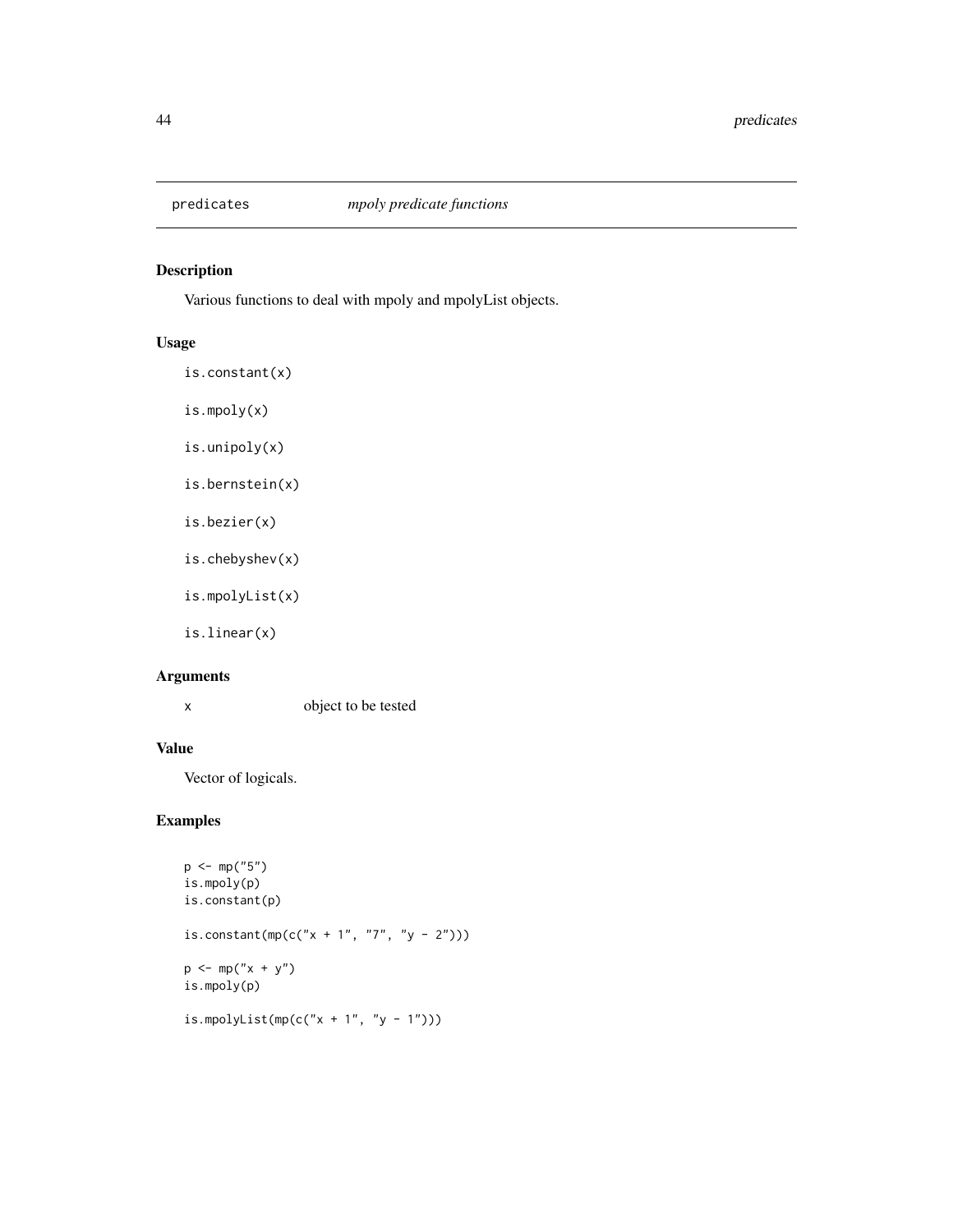predicates *mpoly predicate functions*

## Description

Various functions to deal with mpoly and mpolyList objects.

## Usage

```
is.constant(x)

is.mpoly(x)

is.unipoly(x)

is.bernstein(x)

is.bezier(x)

is.chebyshev(x)

is.mpolyList(x)

is.linear(x)
```

## Arguments

| | |
|---|---|
| x | object to be tested |

## Value

Vector of logicals.

## Examples

```
p <- mp("5")
is.mpoly(p)
is.constant(p)

is.constant(mp(c("x + 1", "7", "y - 2")))

p <- mp("x + y")
is.mpoly(p)

is.mpolyList(mp(c("x + 1", "y - 1")))
```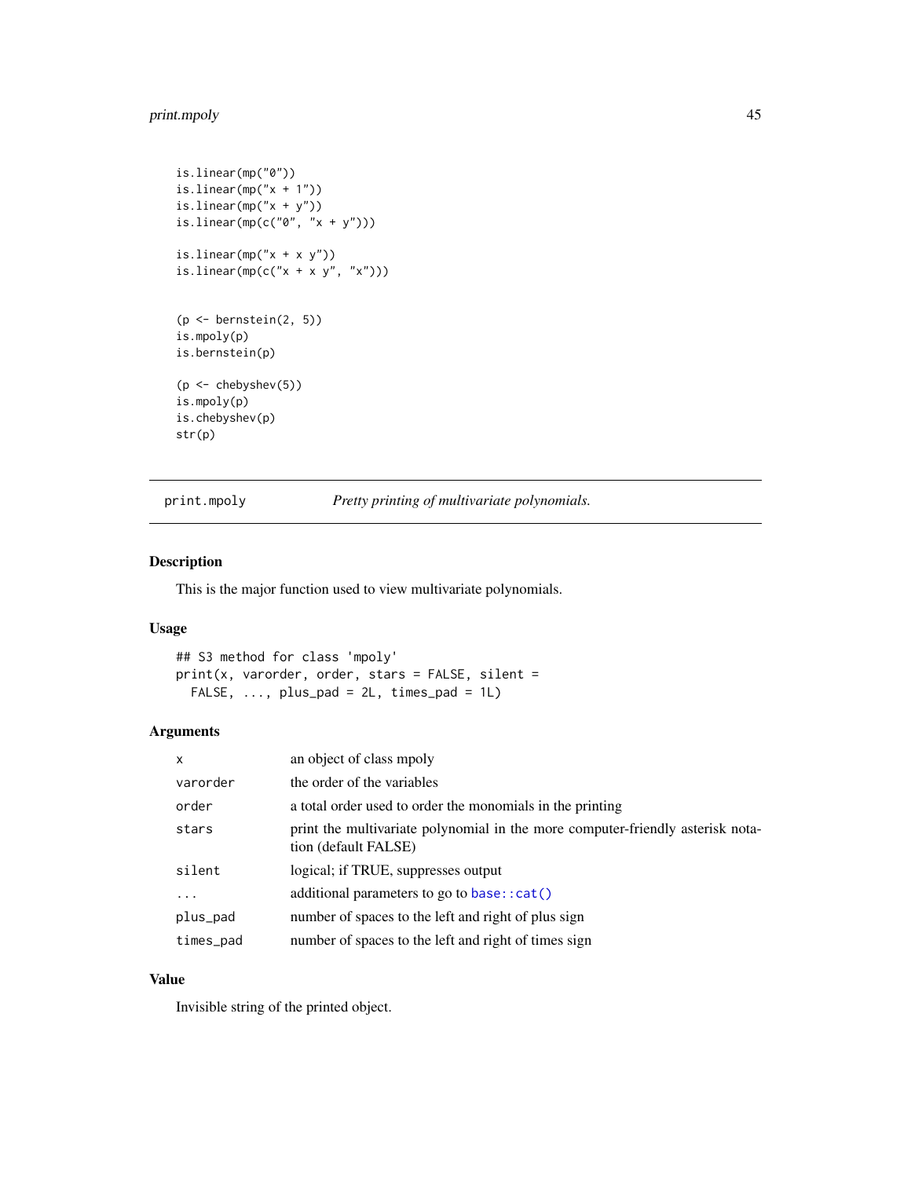```
is.linear(mp("0"))
is.linear(mp("x + 1"))
is.linear(mp("x + y"))
is.linear(mp(c("0", "x + y")))

is.linear(mp("x + x y"))
is.linear(mp(c("x + x y", "x")))


(p <- bernstein(2, 5))
is.mpoly(p)
is.bernstein(p)

(p <- chebyshev(5))
is.mpoly(p)
is.chebyshev(p)
str(p)
```

---

## print.mpoly — *Pretty printing of multivariate polynomials.*

---

### Description

This is the major function used to view multivariate polynomials.

### Usage

```
## S3 method for class 'mpoly'
print(x, varorder, order, stars = FALSE, silent =
  FALSE, ..., plus_pad = 2L, times_pad = 1L)
```

### Arguments

| | |
|---|---|
| `x` | an object of class mpoly |
| `varorder` | the order of the variables |
| `order` | a total order used to order the monomials in the printing |
| `stars` | print the multivariate polynomial in the more computer-friendly asterisk notation (default FALSE) |
| `silent` | logical; if TRUE, suppresses output |
| `...` | additional parameters to go to `base::cat()` |
| `plus_pad` | number of spaces to the left and right of plus sign |
| `times_pad` | number of spaces to the left and right of times sign |

### Value

Invisible string of the printed object.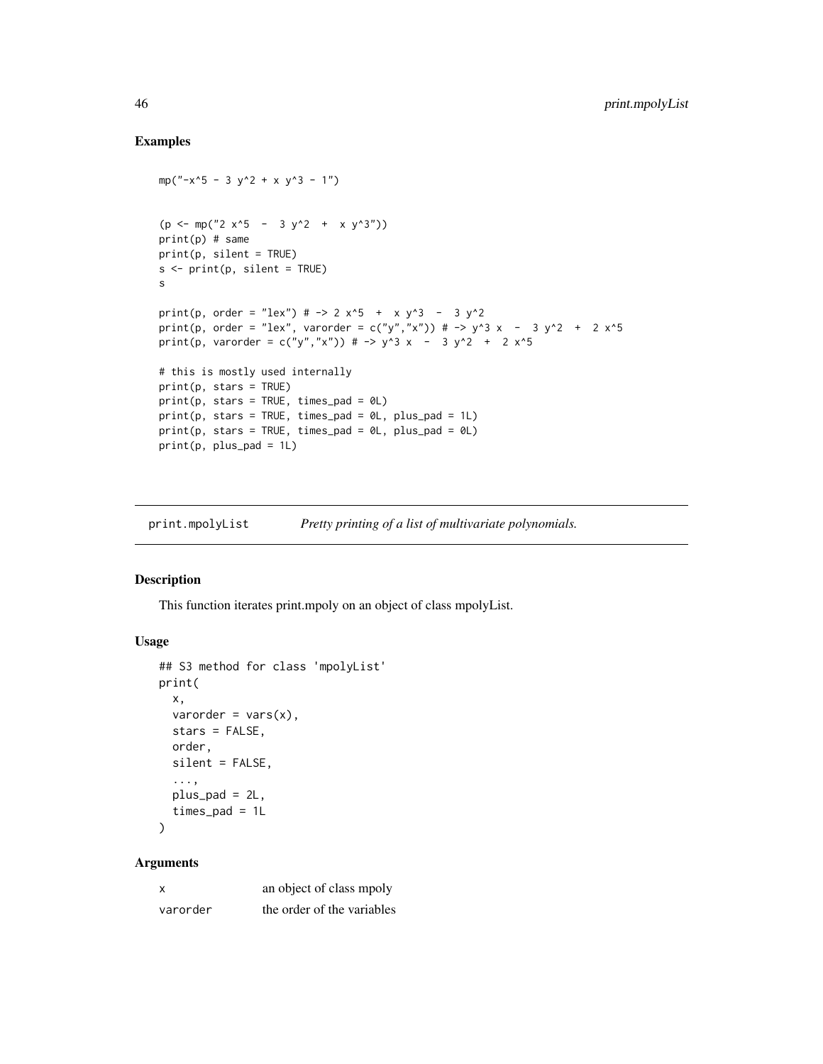## Examples

```
mp("-x^5 - 3 y^2 + x y^3 - 1")


(p <- mp("2 x^5  -  3 y^2  +  x y^3"))
print(p) # same
print(p, silent = TRUE)
s <- print(p, silent = TRUE)
s

print(p, order = "lex") # -> 2 x^5  +  x y^3  -  3 y^2
print(p, order = "lex", varorder = c("y","x")) # -> y^3 x  -  3 y^2  +  2 x^5
print(p, varorder = c("y","x")) # -> y^3 x  -  3 y^2  +  2 x^5

# this is mostly used internally
print(p, stars = TRUE)
print(p, stars = TRUE, times_pad = 0L)
print(p, stars = TRUE, times_pad = 0L, plus_pad = 1L)
print(p, stars = TRUE, times_pad = 0L, plus_pad = 0L)
print(p, plus_pad = 1L)
```

---

# print.mpolyList    *Pretty printing of a list of multivariate polynomials.*

## Description

This function iterates print.mpoly on an object of class mpolyList.

## Usage

```
## S3 method for class 'mpolyList'
print(
  x,
  varorder = vars(x),
  stars = FALSE,
  order,
  silent = FALSE,
  ...,
  plus_pad = 2L,
  times_pad = 1L
)
```

## Arguments

| | |
|---|---|
| x | an object of class mpoly |
| varorder | the order of the variables |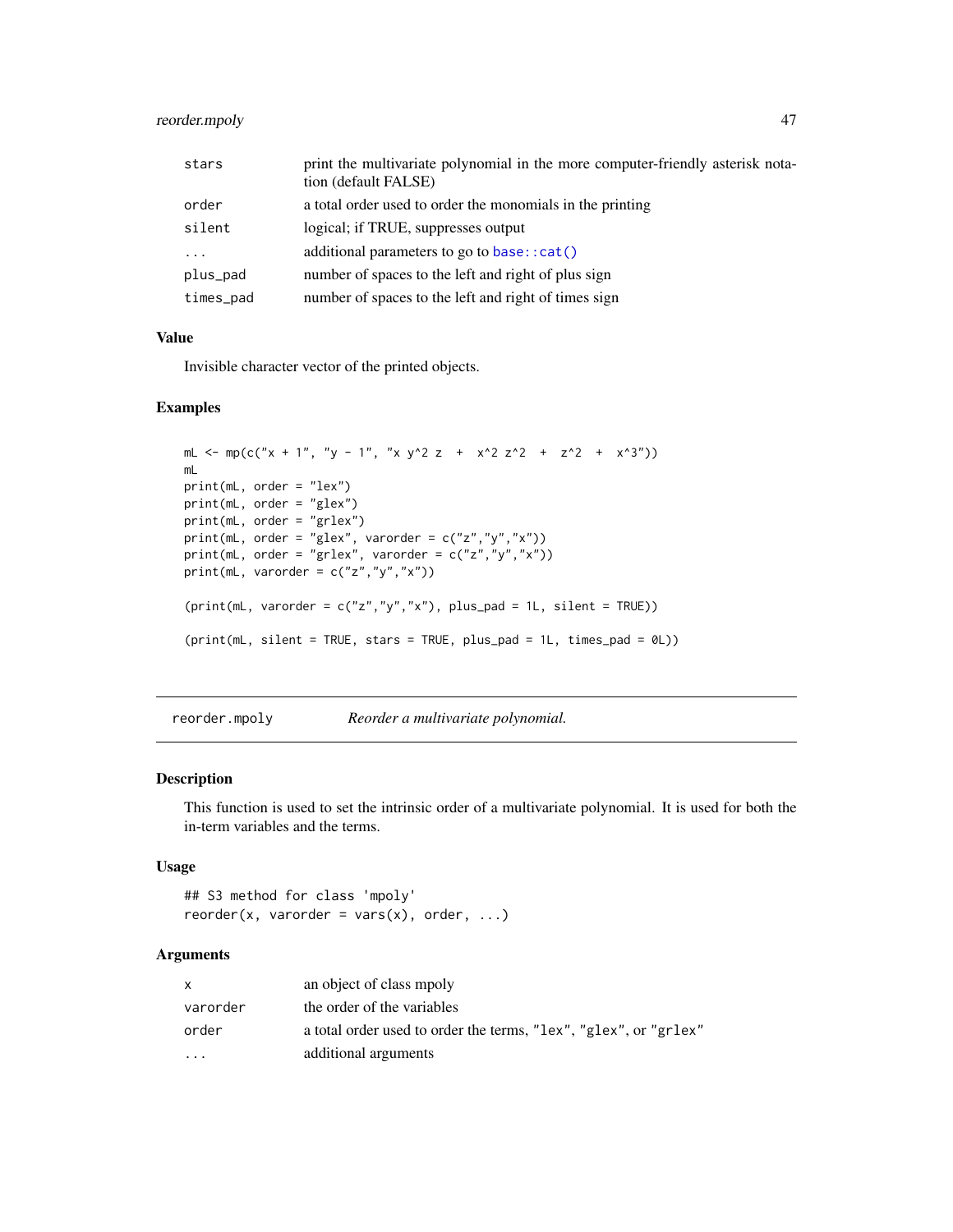| | |
|---|---|
| stars | print the multivariate polynomial in the more computer-friendly asterisk notation (default FALSE) |
| order | a total order used to order the monomials in the printing |
| silent | logical; if TRUE, suppresses output |
| ... | additional parameters to go to base::cat() |
| plus_pad | number of spaces to the left and right of plus sign |
| times_pad | number of spaces to the left and right of times sign |

### Value

Invisible character vector of the printed objects.

### Examples

```
mL <- mp(c("x + 1", "y - 1", "x y^2 z  +  x^2 z^2  +  z^2  +  x^3"))
mL
print(mL, order = "lex")
print(mL, order = "glex")
print(mL, order = "grlex")
print(mL, order = "glex", varorder = c("z","y","x"))
print(mL, order = "grlex", varorder = c("z","y","x"))
print(mL, varorder = c("z","y","x"))

(print(mL, varorder = c("z","y","x"), plus_pad = 1L, silent = TRUE))

(print(mL, silent = TRUE, stars = TRUE, plus_pad = 1L, times_pad = 0L))
```

---

## reorder.mpoly — *Reorder a multivariate polynomial.*

### Description

This function is used to set the intrinsic order of a multivariate polynomial. It is used for both the in-term variables and the terms.

### Usage

```
## S3 method for class 'mpoly'
reorder(x, varorder = vars(x), order, ...)
```

### Arguments

| | |
|---|---|
| x | an object of class mpoly |
| varorder | the order of the variables |
| order | a total order used to order the terms, "lex", "glex", or "grlex" |
| ... | additional arguments |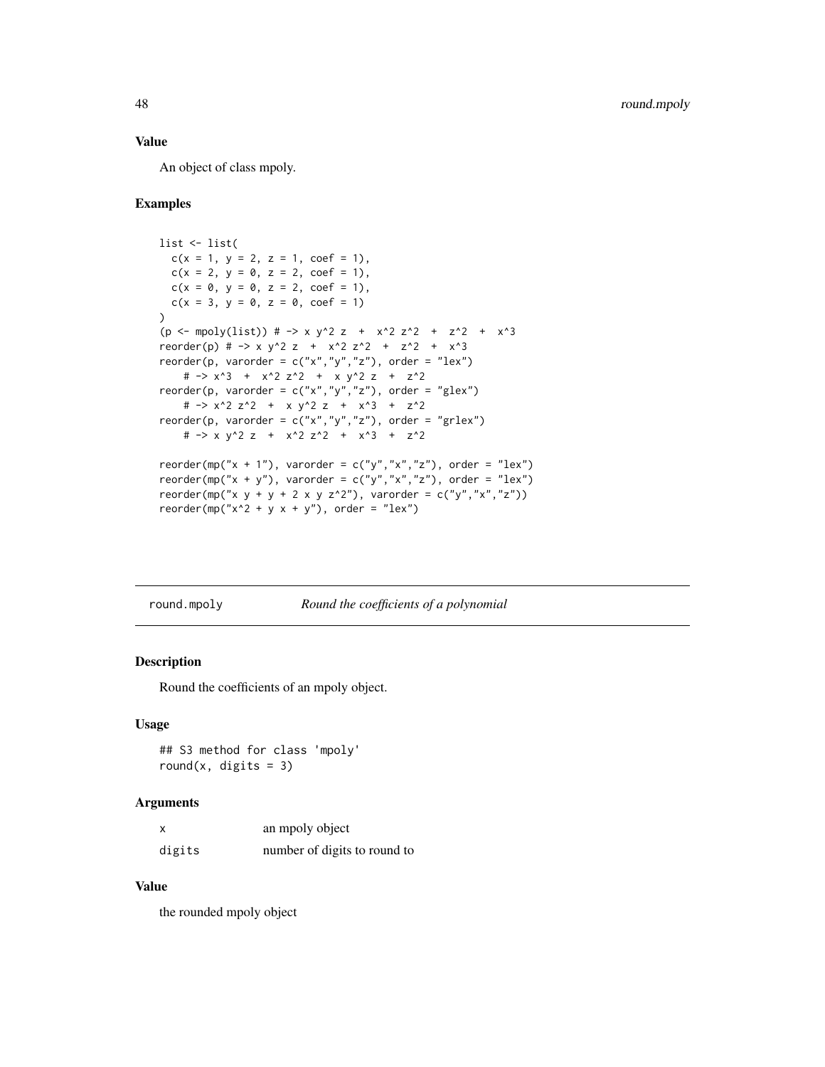### Value

An object of class mpoly.

### Examples

```
list <- list(
  c(x = 1, y = 2, z = 1, coef = 1),
  c(x = 2, y = 0, z = 2, coef = 1),
  c(x = 0, y = 0, z = 2, coef = 1),
  c(x = 3, y = 0, z = 0, coef = 1)
)
(p <- mpoly(list)) # -> x y^2 z  +  x^2 z^2  +  z^2  +  x^3
reorder(p) # -> x y^2 z  +  x^2 z^2  +  z^2  +  x^3
reorder(p, varorder = c("x","y","z"), order = "lex")
    # -> x^3  +  x^2 z^2  +  x y^2 z  +  z^2
reorder(p, varorder = c("x","y","z"), order = "glex")
    # -> x^2 z^2  +  x y^2 z  +  x^3  +  z^2
reorder(p, varorder = c("x","y","z"), order = "grlex")
    # -> x y^2 z  +  x^2 z^2  +  x^3  +  z^2

reorder(mp("x + 1"), varorder = c("y","x","z"), order = "lex")
reorder(mp("x + y"), varorder = c("y","x","z"), order = "lex")
reorder(mp("x y + y + 2 x y z^2"), varorder = c("y","x","z"))
reorder(mp("x^2 + y x + y"), order = "lex")
```

---

## round.mpoly — *Round the coefficients of a polynomial*

### Description

Round the coefficients of an mpoly object.

### Usage

```
## S3 method for class 'mpoly'
round(x, digits = 3)
```

### Arguments

| | |
|---|---|
| x | an mpoly object |
| digits | number of digits to round to |

### Value

the rounded mpoly object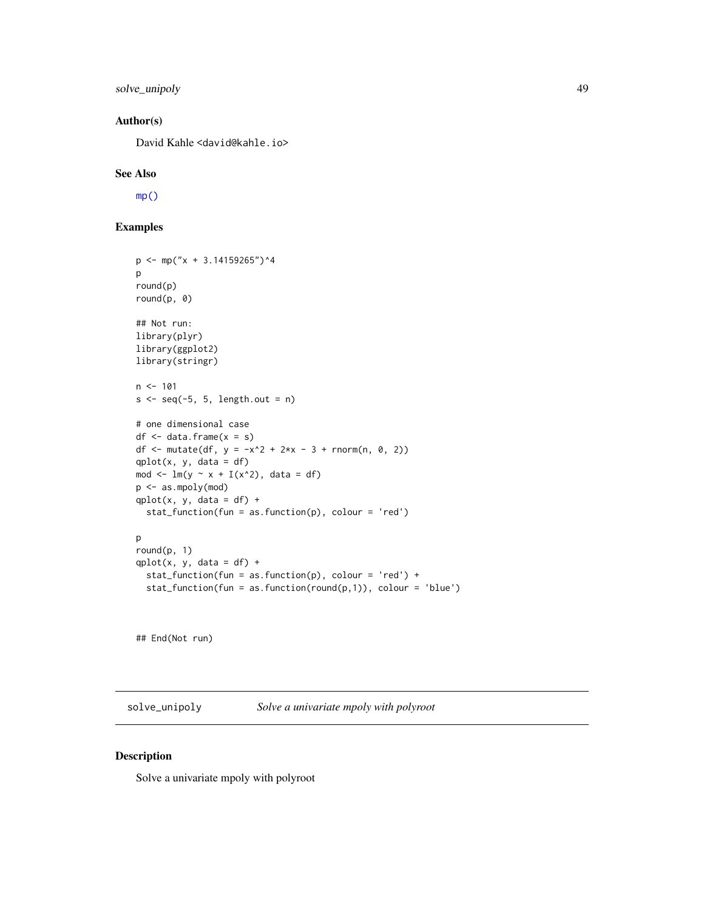## Author(s)

David Kahle <david@kahle.io>

## See Also

mp()

## Examples

```
p <- mp("x + 3.14159265")^4
p
round(p)
round(p, 0)

## Not run:
library(plyr)
library(ggplot2)
library(stringr)

n <- 101
s <- seq(-5, 5, length.out = n)

# one dimensional case
df <- data.frame(x = s)
df <- mutate(df, y = -x^2 + 2*x - 3 + rnorm(n, 0, 2))
qplot(x, y, data = df)
mod <- lm(y ~ x + I(x^2), data = df)
p <- as.mpoly(mod)
qplot(x, y, data = df) +
  stat_function(fun = as.function(p), colour = 'red')

p
round(p, 1)
qplot(x, y, data = df) +
  stat_function(fun = as.function(p), colour = 'red') +
  stat_function(fun = as.function(round(p,1)), colour = 'blue')


## End(Not run)
```

---

# solve_unipoly — *Solve a univariate mpoly with polyroot*

## Description

Solve a univariate mpoly with polyroot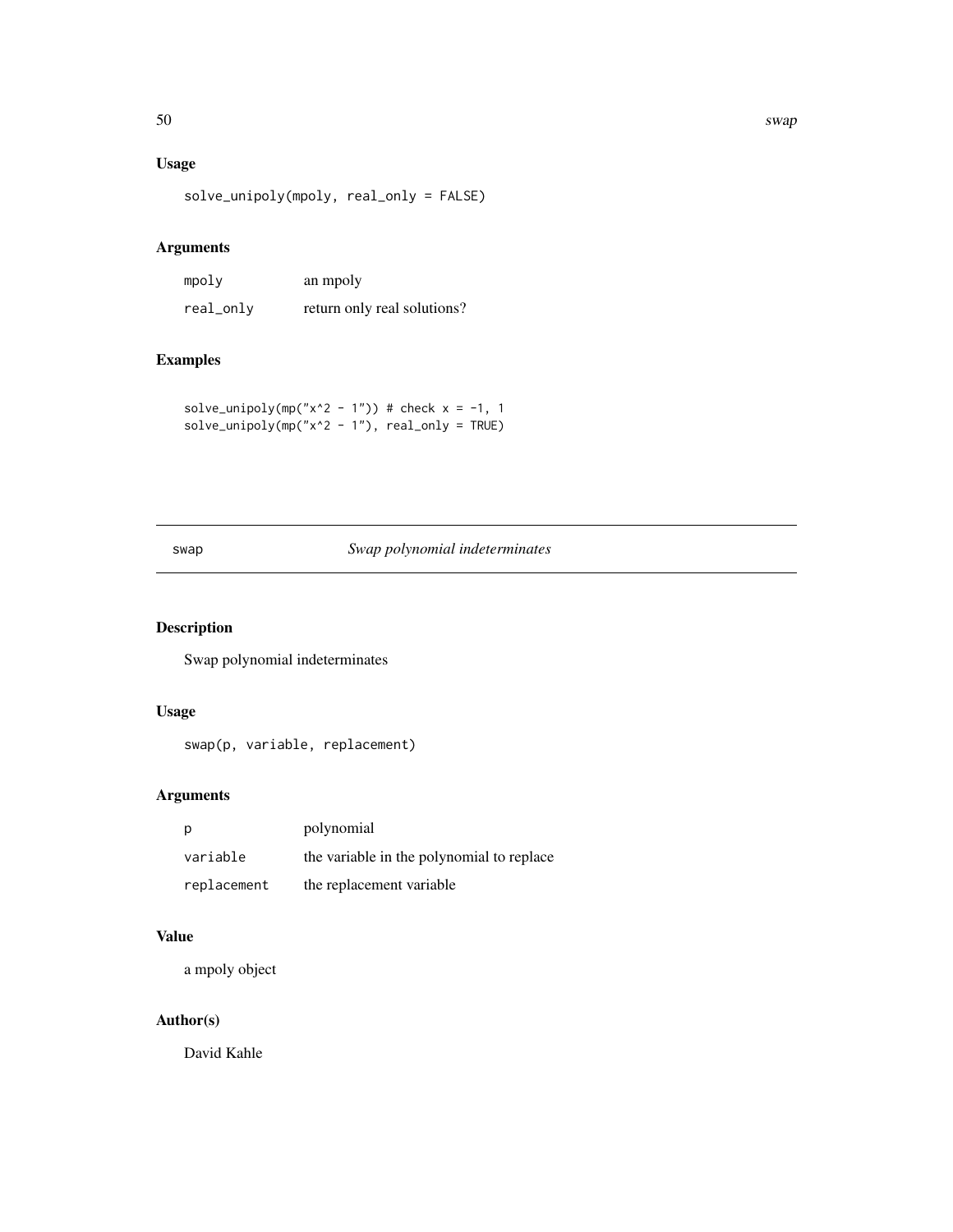## Usage

```
solve_unipoly(mpoly, real_only = FALSE)
```

## Arguments

| | |
|---|---|
| mpoly | an mpoly |
| real_only | return only real solutions? |

## Examples

```
solve_unipoly(mp("x^2 - 1")) # check x = -1, 1
solve_unipoly(mp("x^2 - 1"), real_only = TRUE)
```

---

# swap — *Swap polynomial indeterminates*

## Description

Swap polynomial indeterminates

## Usage

```
swap(p, variable, replacement)
```

## Arguments

| | |
|---|---|
| p | polynomial |
| variable | the variable in the polynomial to replace |
| replacement | the replacement variable |

## Value

a mpoly object

## Author(s)

David Kahle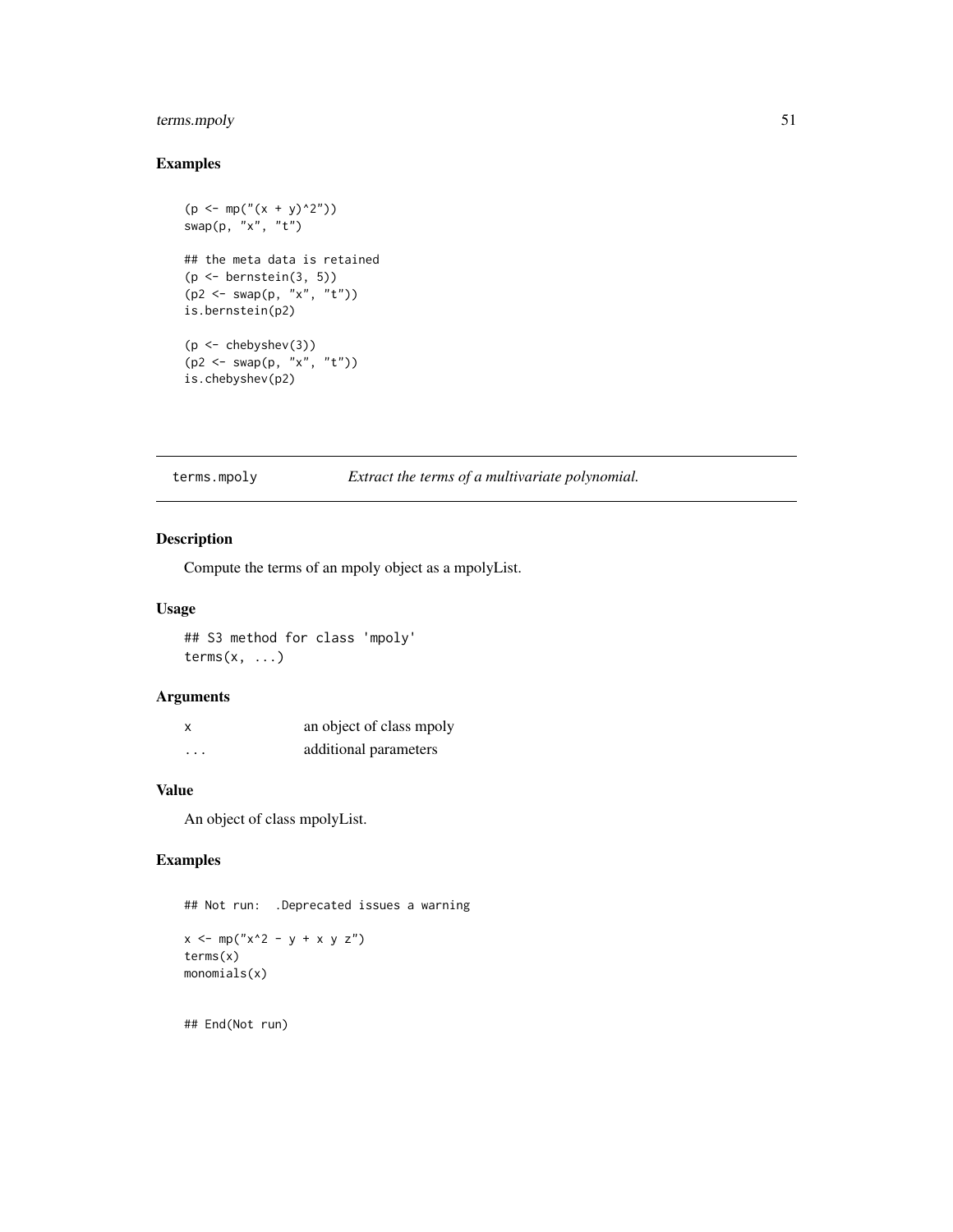## Examples

```
(p <- mp("(x + y)^2"))
swap(p, "x", "t")

## the meta data is retained
(p <- bernstein(3, 5))
(p2 <- swap(p, "x", "t"))
is.bernstein(p2)

(p <- chebyshev(3))
(p2 <- swap(p, "x", "t"))
is.chebyshev(p2)
```

---

# terms.mpoly    *Extract the terms of a multivariate polynomial.*

## Description

Compute the terms of an mpoly object as a mpolyList.

## Usage

```
## S3 method for class 'mpoly'
terms(x, ...)
```

## Arguments

| | |
|---|---|
| x | an object of class mpoly |
| ... | additional parameters |

## Value

An object of class mpolyList.

## Examples

```
## Not run:  .Deprecated issues a warning

x <- mp("x^2 - y + x y z")
terms(x)
monomials(x)


## End(Not run)
```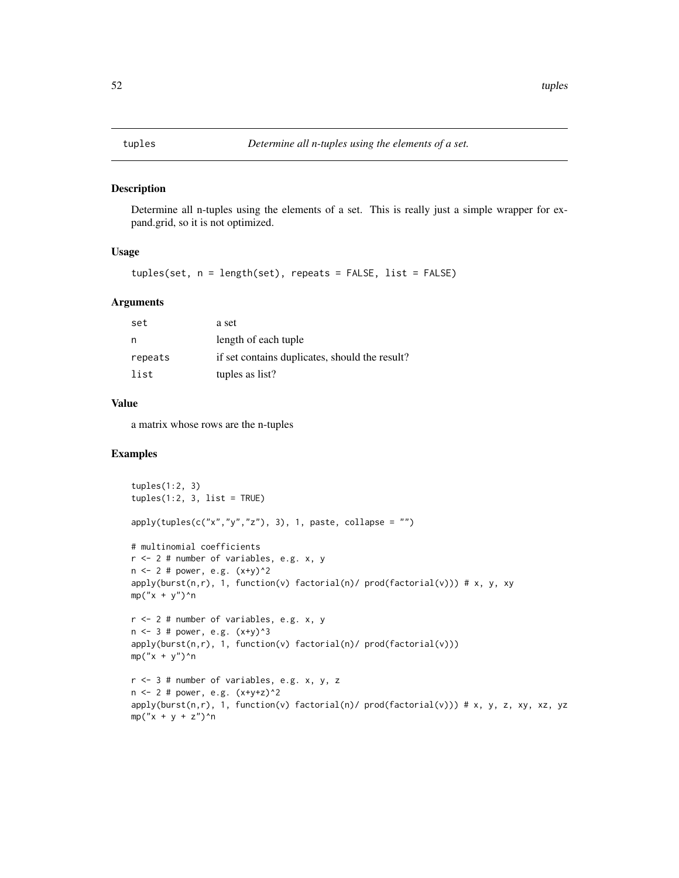# tuples

*Determine all n-tuples using the elements of a set.*

## Description

Determine all n-tuples using the elements of a set. This is really just a simple wrapper for expand.grid, so it is not optimized.

## Usage

```
tuples(set, n = length(set), repeats = FALSE, list = FALSE)
```

## Arguments

| | |
|---|---|
| set | a set |
| n | length of each tuple |
| repeats | if set contains duplicates, should the result? |
| list | tuples as list? |

## Value

a matrix whose rows are the n-tuples

## Examples

```
tuples(1:2, 3)
tuples(1:2, 3, list = TRUE)

apply(tuples(c("x","y","z"), 3), 1, paste, collapse = "")

# multinomial coefficients
r <- 2 # number of variables, e.g. x, y
n <- 2 # power, e.g. (x+y)^2
apply(burst(n,r), 1, function(v) factorial(n)/ prod(factorial(v))) # x, y, xy
mp("x + y")^n

r <- 2 # number of variables, e.g. x, y
n <- 3 # power, e.g. (x+y)^3
apply(burst(n,r), 1, function(v) factorial(n)/ prod(factorial(v)))
mp("x + y")^n

r <- 3 # number of variables, e.g. x, y, z
n <- 2 # power, e.g. (x+y+z)^2
apply(burst(n,r), 1, function(v) factorial(n)/ prod(factorial(v))) # x, y, z, xy, xz, yz
mp("x + y + z")^n
```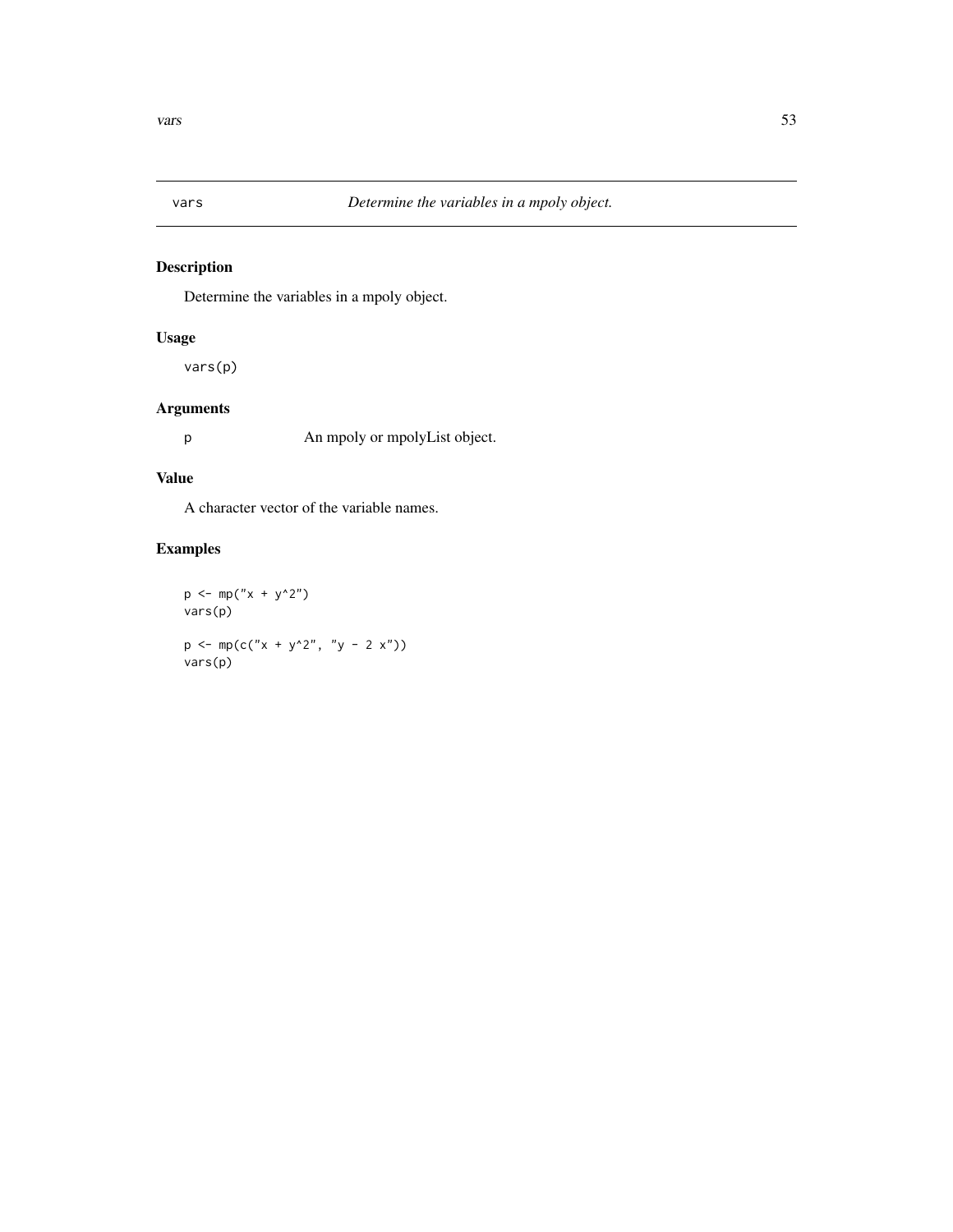## vars — *Determine the variables in a mpoly object.*

### Description

Determine the variables in a mpoly object.

### Usage

```
vars(p)
```

### Arguments

| | |
|---|---|
| p | An mpoly or mpolyList object. |

### Value

A character vector of the variable names.

### Examples

```
p <- mp("x + y^2")
vars(p)

p <- mp(c("x + y^2", "y - 2 x"))
vars(p)
```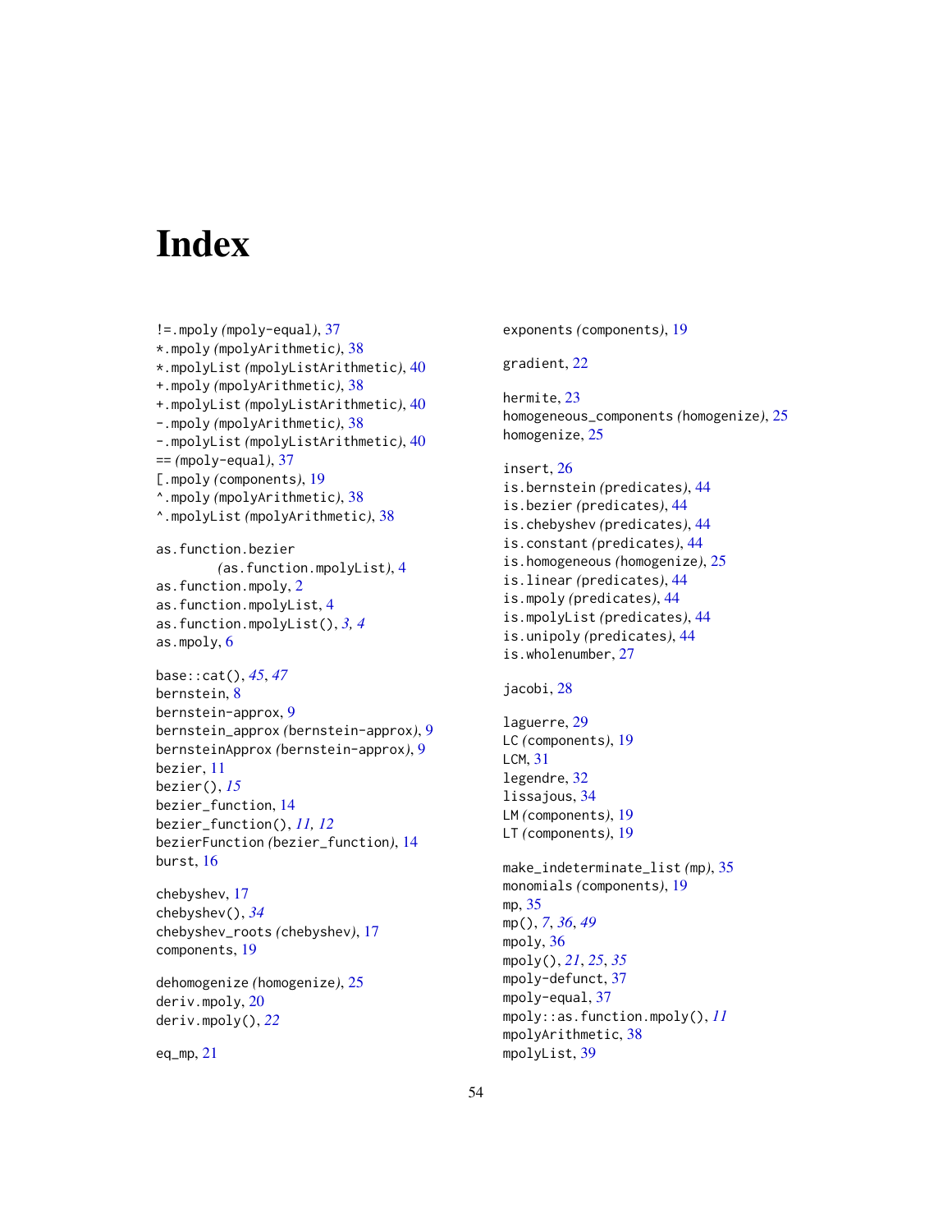# Index

!=.mpoly *(mpoly-equal)*, 37
*.mpoly *(mpolyArithmetic)*, 38
*.mpolyList *(mpolyListArithmetic)*, 40
+.mpoly *(mpolyArithmetic)*, 38
+.mpolyList *(mpolyListArithmetic)*, 40
-.mpoly *(mpolyArithmetic)*, 38
-.mpolyList *(mpolyListArithmetic)*, 40
== *(mpoly-equal)*, 37
[.mpoly *(components)*, 19
^.mpoly *(mpolyArithmetic)*, 38
^.mpolyList *(mpolyArithmetic)*, 38

as.function.bezier *(as.function.mpolyList)*, 4
as.function.mpoly, 2
as.function.mpolyList, 4
as.function.mpolyList(), *3, 4*
as.mpoly, 6

base::cat(), *45*, *47*
bernstein, 8
bernstein-approx, 9
bernstein_approx *(bernstein-approx)*, 9
bernsteinApprox *(bernstein-approx)*, 9
bezier, 11
bezier(), *15*
bezier_function, 14
bezier_function(), *11, 12*
bezierFunction *(bezier_function)*, 14
burst, 16

chebyshev, 17
chebyshev(), *34*
chebyshev_roots *(chebyshev)*, 17
components, 19

dehomogenize *(homogenize)*, 25
deriv.mpoly, 20
deriv.mpoly(), *22*

eq_mp, 21

exponents *(components)*, 19

gradient, 22

hermite, 23
homogeneous_components *(homogenize)*, 25
homogenize, 25

insert, 26
is.bernstein *(predicates)*, 44
is.bezier *(predicates)*, 44
is.chebyshev *(predicates)*, 44
is.constant *(predicates)*, 44
is.homogeneous *(homogenize)*, 25
is.linear *(predicates)*, 44
is.mpoly *(predicates)*, 44
is.mpolyList *(predicates)*, 44
is.unipoly *(predicates)*, 44
is.wholenumber, 27

jacobi, 28

laguerre, 29
LC *(components)*, 19
LCM, 31
legendre, 32
lissajous, 34
LM *(components)*, 19
LT *(components)*, 19

make_indeterminate_list *(mp)*, 35
monomials *(components)*, 19
mp, 35
mp(), *7*, *36*, *49*
mpoly, 36
mpoly(), *21*, *25*, *35*
mpoly-defunct, 37
mpoly-equal, 37
mpoly::as.function.mpoly(), *11*
mpolyArithmetic, 38
mpolyList, 39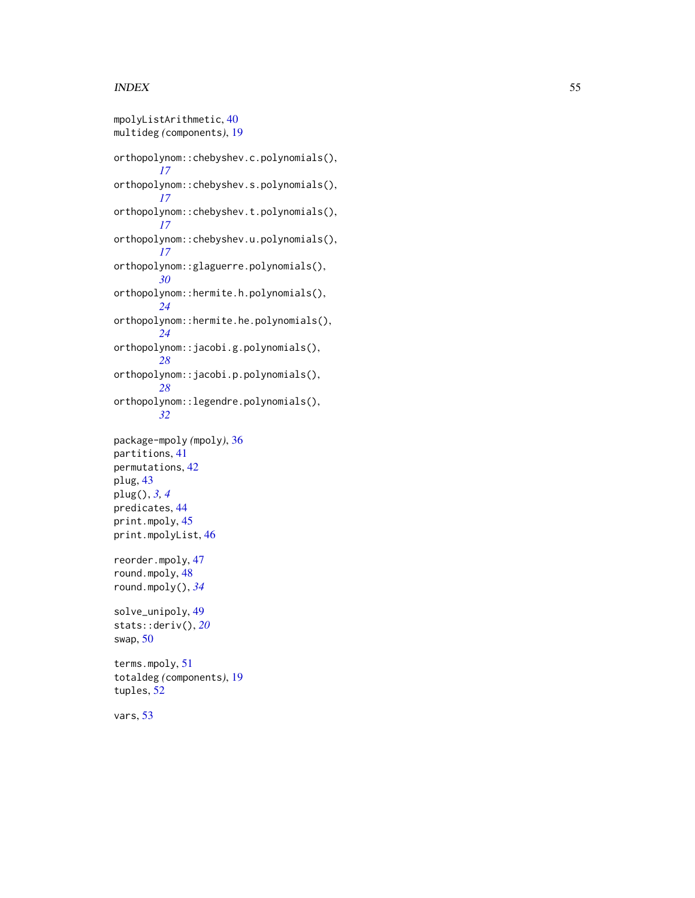mpolyListArithmetic, 40
multideg *(*components*)*, 19

orthopolynom::chebyshev.c.polynomials(), *17*
orthopolynom::chebyshev.s.polynomials(), *17*
orthopolynom::chebyshev.t.polynomials(), *17*
orthopolynom::chebyshev.u.polynomials(), *17*
orthopolynom::glaguerre.polynomials(), *30*
orthopolynom::hermite.h.polynomials(), *24*
orthopolynom::hermite.he.polynomials(), *24*
orthopolynom::jacobi.g.polynomials(), *28*
orthopolynom::jacobi.p.polynomials(), *28*
orthopolynom::legendre.polynomials(), *32*

package-mpoly *(*mpoly*)*, 36
partitions, 41
permutations, 42
plug, 43
plug(), *3*, *4*
predicates, 44
print.mpoly, 45
print.mpolyList, 46

reorder.mpoly, 47
round.mpoly, 48
round.mpoly(), *34*

solve_unipoly, 49
stats::deriv(), *20*
swap, 50

terms.mpoly, 51
totaldeg *(*components*)*, 19
tuples, 52

vars, 53